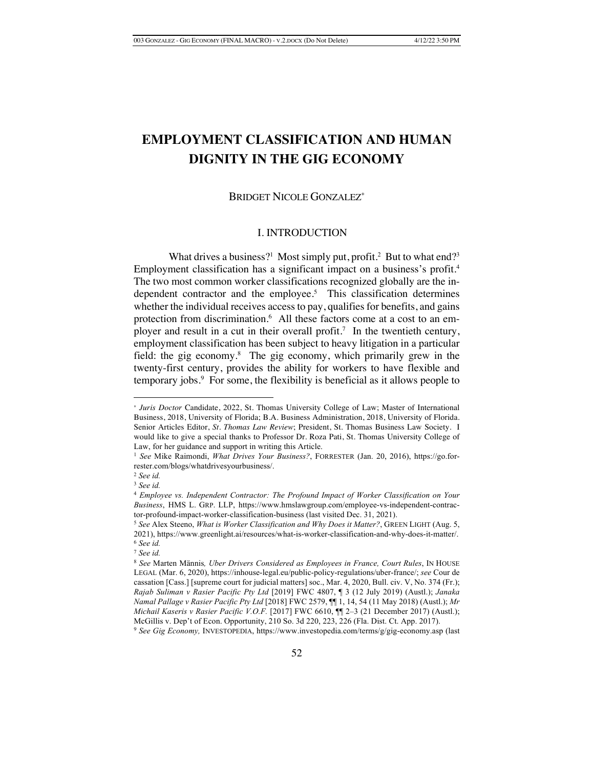# EMPLOYMENT CLASSIFICATION AND HUMAN DIGNITY IN THE GIG ECONOMY

BRIDGET NICOLE GONZALEZ*

## I. INTRODUCTION

What drives a business?[1] Most simply put, profit.[2] But to what end?[3] Employment classification has a significant impact on a business's profit.[4] The two most common worker classifications recognized globally are the independent contractor and the employee.[5] This classification determines whether the individual receives access to pay, qualifies for benefits, and gains protection from discrimination.[6] All these factors come at a cost to an employer and result in a cut in their overall profit.[7] In the twentieth century, employment classification has been subject to heavy litigation in a particular field: the gig economy.[8] The gig economy, which primarily grew in the twenty-first century, provides the ability for workers to have flexible and temporary jobs.[9] For some, the flexibility is beneficial as it allows people to

---

\* *Juris Doctor* Candidate, 2022, St. Thomas University College of Law; Master of International Business, 2018, University of Florida; B.A. Business Administration, 2018, University of Florida. Senior Articles Editor, *St. Thomas Law Review*; President, St. Thomas Business Law Society. I would like to give a special thanks to Professor Dr. Roza Pati, St. Thomas University College of Law, for her guidance and support in writing this Article.

[1] *See* Mike Raimondi, *What Drives Your Business?*, FORRESTER (Jan. 20, 2016), https://go.forrester.com/blogs/whatdrivesyourbusiness/.

[2] *See id.*

[3] *See id.*

[4] *Employee vs. Independent Contractor: The Profound Impact of Worker Classification on Your Business*, HMS L. GRP. LLP, https://www.hmslawgroup.com/employee-vs-independent-contractor-profound-impact-worker-classification-business (last visited Dec. 31, 2021).

[5] *See* Alex Steeno, *What is Worker Classification and Why Does it Matter?*, GREEN LIGHT (Aug. 5, 2021), https://www.greenlight.ai/resources/what-is-worker-classification-and-why-does-it-matter/.

[6] *See id.*

[7] *See id.*

[8] *See* Marten Männis*, Uber Drivers Considered as Employees in France, Court Rules*, IN HOUSE LEGAL (Mar. 6, 2020), https://inhouse-legal.eu/public-policy-regulations/uber-france/; *see* Cour de cassation [Cass.] [supreme court for judicial matters] soc., Mar. 4, 2020, Bull. civ. V, No. 374 (Fr.); *Rajab Suliman v Rasier Pacific Pty Ltd* [2019] FWC 4807, ¶ 3 (12 July 2019) (Austl.); *Janaka Namal Pallage v Rasier Pacific Pty Ltd* [2018] FWC 2579, ¶¶ 1, 14, 54 (11 May 2018) (Austl.); *Mr Michail Kaseris v Rasier Pacific V.O.F.* [2017] FWC 6610, ¶¶ 2–3 (21 December 2017) (Austl.); McGillis v. Dep't of Econ. Opportunity, 210 So. 3d 220, 223, 226 (Fla. Dist. Ct. App. 2017).

[9] *See Gig Economy,* INVESTOPEDIA, https://www.investopedia.com/terms/g/gig-economy.asp (last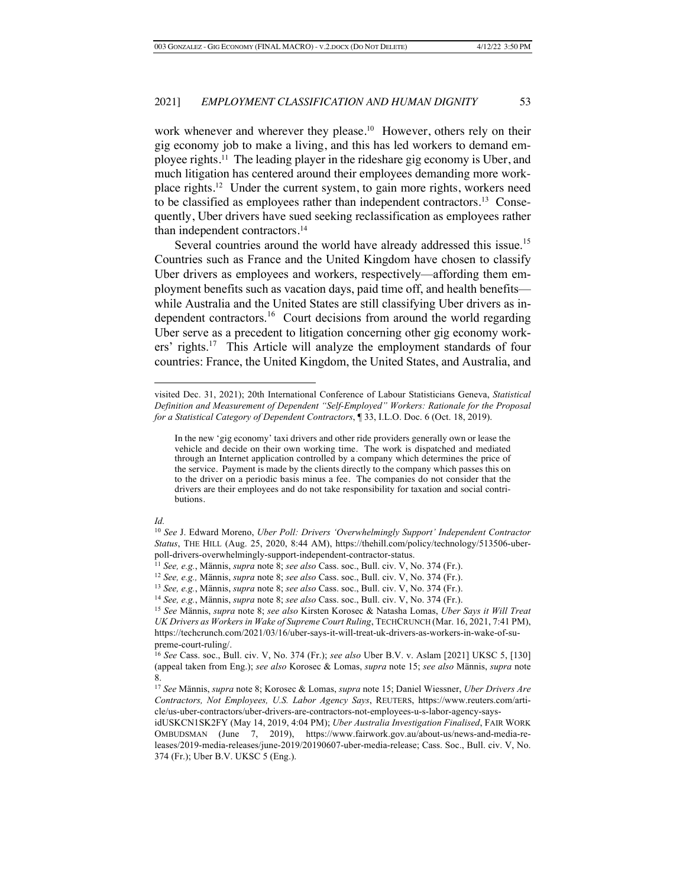work whenever and wherever they please.[10] However, others rely on their gig economy job to make a living, and this has led workers to demand employee rights.[11] The leading player in the rideshare gig economy is Uber, and much litigation has centered around their employees demanding more workplace rights.[12] Under the current system, to gain more rights, workers need to be classified as employees rather than independent contractors.[13] Consequently, Uber drivers have sued seeking reclassification as employees rather than independent contractors.[14]

Several countries around the world have already addressed this issue.[15] Countries such as France and the United Kingdom have chosen to classify Uber drivers as employees and workers, respectively—affording them employment benefits such as vacation days, paid time off, and health benefits—while Australia and the United States are still classifying Uber drivers as independent contractors.[16] Court decisions from around the world regarding Uber serve as a precedent to litigation concerning other gig economy workers' rights.[17] This Article will analyze the employment standards of four countries: France, the United Kingdom, the United States, and Australia, and

---

visited Dec. 31, 2021); 20th International Conference of Labour Statisticians Geneva, *Statistical Definition and Measurement of Dependent "Self-Employed" Workers: Rationale for the Proposal for a Statistical Category of Dependent Contractors*, ¶ 33, I.L.O. Doc. 6 (Oct. 18, 2019).

> In the new 'gig economy' taxi drivers and other ride providers generally own or lease the vehicle and decide on their own working time. The work is dispatched and mediated through an Internet application controlled by a company which determines the price of the service. Payment is made by the clients directly to the company which passes this on to the driver on a periodic basis minus a fee. The companies do not consider that the drivers are their employees and do not take responsibility for taxation and social contributions.

*Id.*

[10] *See* J. Edward Moreno, *Uber Poll: Drivers 'Overwhelmingly Support' Independent Contractor Status*, THE HILL (Aug. 25, 2020, 8:44 AM), https://thehill.com/policy/technology/513506-uber-poll-drivers-overwhelmingly-support-independent-contractor-status.

[11] *See, e.g.*, Männis, *supra* note 8; *see also* Cass. soc., Bull. civ. V, No. 374 (Fr.).

[12] *See, e.g.,* Männis, *supra* note 8; *see also* Cass. soc., Bull. civ. V, No. 374 (Fr.).

[13] *See, e.g.*, Männis, *supra* note 8; *see also* Cass. soc., Bull. civ. V, No. 374 (Fr.).

[14] *See, e.g.*, Männis, *supra* note 8; *see also* Cass. soc., Bull. civ. V, No. 374 (Fr.).

[15] *See* Männis, *supra* note 8; *see also* Kirsten Korosec & Natasha Lomas, *Uber Says it Will Treat UK Drivers as Workers in Wake of Supreme Court Ruling*, TECHCRUNCH (Mar. 16, 2021, 7:41 PM), https://techcrunch.com/2021/03/16/uber-says-it-will-treat-uk-drivers-as-workers-in-wake-of-supreme-court-ruling/.

[16] *See* Cass. soc., Bull. civ. V, No. 374 (Fr.); *see also* Uber B.V. v. Aslam [2021] UKSC 5, [130] (appeal taken from Eng.); *see also* Korosec & Lomas, *supra* note 15; *see also* Männis, *supra* note 8.

[17] *See* Männis, *supra* note 8; Korosec & Lomas, *supra* note 15; Daniel Wiessner, *Uber Drivers Are Contractors, Not Employees, U.S. Labor Agency Says*, REUTERS, https://www.reuters.com/article/us-uber-contractors/uber-drivers-are-contractors-not-employees-u-s-labor-agency-says-idUSKCN1SK2FY (May 14, 2019, 4:04 PM); *Uber Australia Investigation Finalised*, FAIR WORK OMBUDSMAN (June 7, 2019), https://www.fairwork.gov.au/about-us/news-and-media-releases/2019-media-releases/june-2019/20190607-uber-media-release; Cass. Soc., Bull. civ. V, No. 374 (Fr.); Uber B.V. UKSC 5 (Eng.).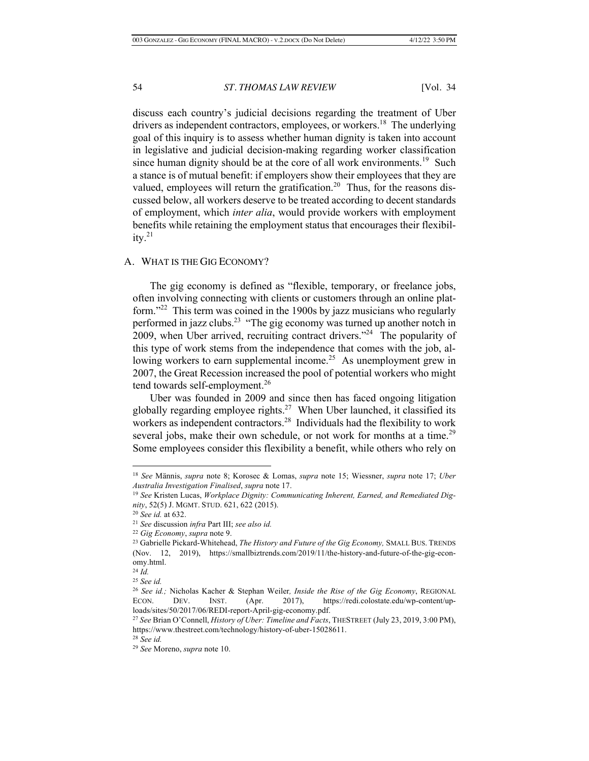discuss each country's judicial decisions regarding the treatment of Uber drivers as independent contractors, employees, or workers.[18] The underlying goal of this inquiry is to assess whether human dignity is taken into account in legislative and judicial decision-making regarding worker classification since human dignity should be at the core of all work environments.[19] Such a stance is of mutual benefit: if employers show their employees that they are valued, employees will return the gratification.[20] Thus, for the reasons discussed below, all workers deserve to be treated according to decent standards of employment, which *inter alia*, would provide workers with employment benefits while retaining the employment status that encourages their flexibility.[21]

## A. WHAT IS THE GIG ECONOMY?

The gig economy is defined as "flexible, temporary, or freelance jobs, often involving connecting with clients or customers through an online platform."[22] This term was coined in the 1900s by jazz musicians who regularly performed in jazz clubs.[23] "The gig economy was turned up another notch in 2009, when Uber arrived, recruiting contract drivers."[24] The popularity of this type of work stems from the independence that comes with the job, allowing workers to earn supplemental income.[25] As unemployment grew in 2007, the Great Recession increased the pool of potential workers who might tend towards self-employment.[26]

Uber was founded in 2009 and since then has faced ongoing litigation globally regarding employee rights.[27] When Uber launched, it classified its workers as independent contractors.[28] Individuals had the flexibility to work several jobs, make their own schedule, or not work for months at a time.[29] Some employees consider this flexibility a benefit, while others who rely on

---

[18] *See* Männis, *supra* note 8; Korosec & Lomas, *supra* note 15; Wiessner, *supra* note 17; *Uber Australia Investigation Finalised*, *supra* note 17.

[19] *See* Kristen Lucas, *Workplace Dignity: Communicating Inherent, Earned, and Remediated Dignity*, 52(5) J. MGMT. STUD. 621, 622 (2015).

[20] *See id.* at 632.

[21] *See* discussion *infra* Part III; *see also id.*

[22] *Gig Economy*, *supra* note 9.

[23] Gabrielle Pickard-Whitehead, *The History and Future of the Gig Economy,* SMALL BUS. TRENDS (Nov. 12, 2019), https://smallbiztrends.com/2019/11/the-history-and-future-of-the-gig-economy.html.

[24] *Id.*

[25] *See id.*

[26] *See id.;* Nicholas Kacher & Stephan Weiler*, Inside the Rise of the Gig Economy*, REGIONAL ECON. DEV. INST. (Apr. 2017), https://redi.colostate.edu/wp-content/uploads/sites/50/2017/06/REDI-report-April-gig-economy.pdf.

[27] *See* Brian O'Connell, *History of Uber: Timeline and Facts*, THESTREET (July 23, 2019, 3:00 PM), https://www.thestreet.com/technology/history-of-uber-15028611.

[28] *See id.*

[29] *See* Moreno, *supra* note 10.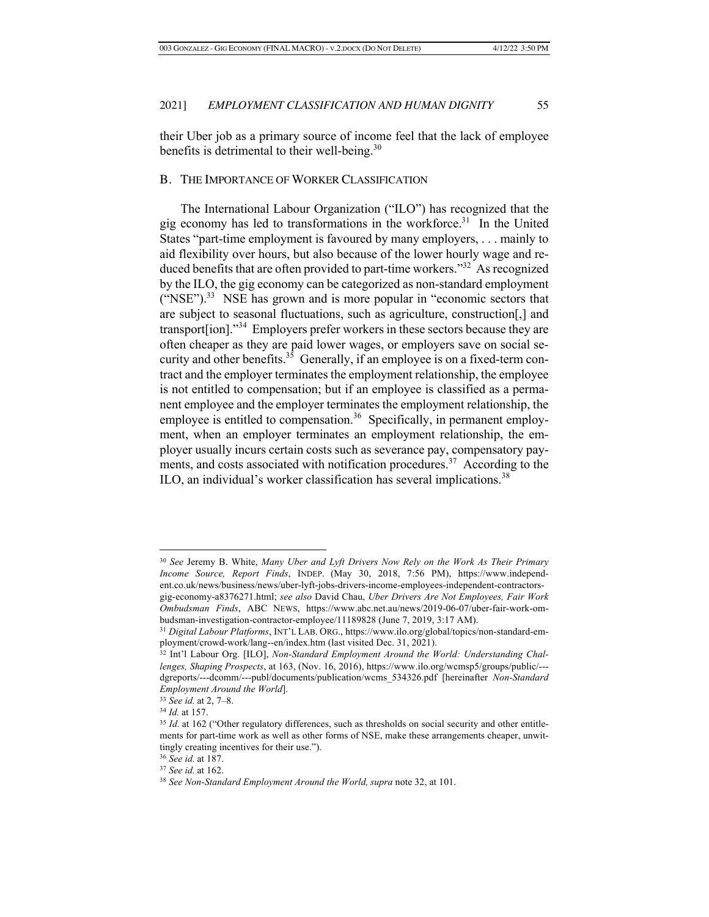their Uber job as a primary source of income feel that the lack of employee benefits is detrimental to their well-being.[30]

## B. The Importance of Worker Classification

The International Labour Organization ("ILO") has recognized that the gig economy has led to transformations in the workforce.[31] In the United States "part-time employment is favoured by many employers, . . . mainly to aid flexibility over hours, but also because of the lower hourly wage and reduced benefits that are often provided to part-time workers."[32] As recognized by the ILO, the gig economy can be categorized as non-standard employment ("NSE").[33] NSE has grown and is more popular in "economic sectors that are subject to seasonal fluctuations, such as agriculture, construction[,] and transport[ion]."[34] Employers prefer workers in these sectors because they are often cheaper as they are paid lower wages, or employers save on social security and other benefits.[35] Generally, if an employee is on a fixed-term contract and the employer terminates the employment relationship, the employee is not entitled to compensation; but if an employee is classified as a permanent employee and the employer terminates the employment relationship, the employee is entitled to compensation.[36] Specifically, in permanent employment, when an employer terminates an employment relationship, the employer usually incurs certain costs such as severance pay, compensatory payments, and costs associated with notification procedures.[37] According to the ILO, an individual's worker classification has several implications.[38]

---

[30] *See* Jeremy B. White, *Many Uber and Lyft Drivers Now Rely on the Work As Their Primary Income Source, Report Finds*, INDEP. (May 30, 2018, 7:56 PM), https://www.independent.co.uk/news/business/news/uber-lyft-jobs-drivers-income-employees-independent-contractors-gig-economy-a8376271.html; *see also* David Chau, *Uber Drivers Are Not Employees, Fair Work Ombudsman Finds*, ABC NEWS, https://www.abc.net.au/news/2019-06-07/uber-fair-work-ombudsman-investigation-contractor-employee/11189828 (June 7, 2019, 3:17 AM).

[31] *Digital Labour Platforms*, INT'L LAB. ORG., https://www.ilo.org/global/topics/non-standard-employment/crowd-work/lang--en/index.htm (last visited Dec. 31, 2021).

[32] Int'l Labour Org. [ILO], *Non-Standard Employment Around the World: Understanding Challenges, Shaping Prospects*, at 163, (Nov. 16, 2016), https://www.ilo.org/wcmsp5/groups/public/---dgreports/---dcomm/---publ/documents/publication/wcms_534326.pdf [hereinafter *Non-Standard Employment Around the World*].

[33] *See id.* at 2, 7–8.

[34] *Id.* at 157.

[35] *Id.* at 162 ("Other regulatory differences, such as thresholds on social security and other entitlements for part-time work as well as other forms of NSE, make these arrangements cheaper, unwittingly creating incentives for their use.").

[36] *See id.* at 187.

[37] *See id.* at 162.

[38] *See Non-Standard Employment Around the World*, *supra* note 32, at 101.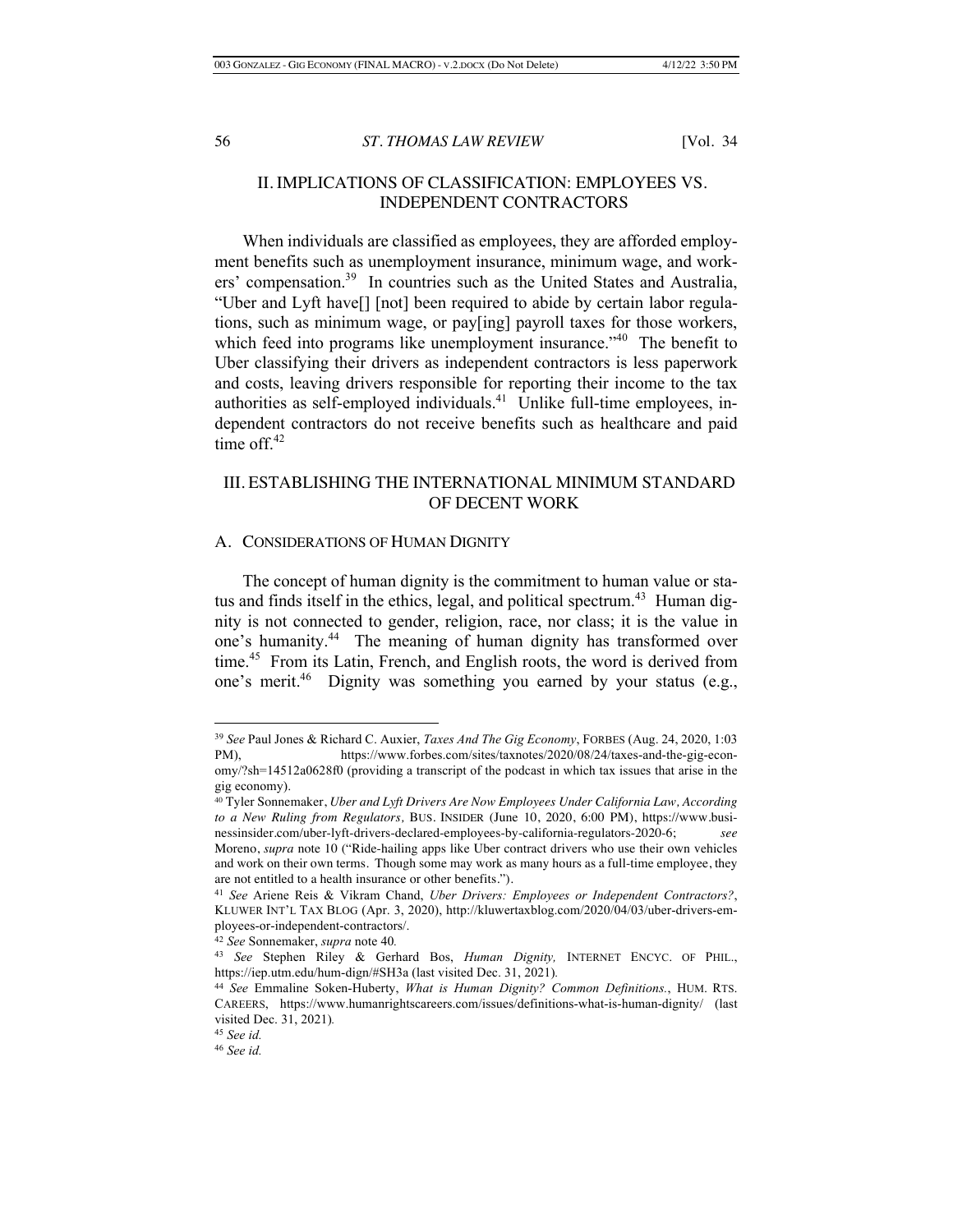## II. IMPLICATIONS OF CLASSIFICATION: EMPLOYEES VS. INDEPENDENT CONTRACTORS

When individuals are classified as employees, they are afforded employment benefits such as unemployment insurance, minimum wage, and workers' compensation.[39] In countries such as the United States and Australia, "Uber and Lyft have[] [not] been required to abide by certain labor regulations, such as minimum wage, or pay[ing] payroll taxes for those workers, which feed into programs like unemployment insurance."[40] The benefit to Uber classifying their drivers as independent contractors is less paperwork and costs, leaving drivers responsible for reporting their income to the tax authorities as self-employed individuals.[41] Unlike full-time employees, independent contractors do not receive benefits such as healthcare and paid time off.[42]

## III. ESTABLISHING THE INTERNATIONAL MINIMUM STANDARD OF DECENT WORK

### A. CONSIDERATIONS OF HUMAN DIGNITY

The concept of human dignity is the commitment to human value or status and finds itself in the ethics, legal, and political spectrum.[43] Human dignity is not connected to gender, religion, race, nor class; it is the value in one's humanity.[44] The meaning of human dignity has transformed over time.[45] From its Latin, French, and English roots, the word is derived from one's merit.[46] Dignity was something you earned by your status (e.g.,

---

[39] *See* Paul Jones & Richard C. Auxier, *Taxes And The Gig Economy*, FORBES (Aug. 24, 2020, 1:03 PM), https://www.forbes.com/sites/taxnotes/2020/08/24/taxes-and-the-gig-economy/?sh=14512a0628f0 (providing a transcript of the podcast in which tax issues that arise in the gig economy).

[40] Tyler Sonnemaker, *Uber and Lyft Drivers Are Now Employees Under California Law, According to a New Ruling from Regulators,* BUS. INSIDER (June 10, 2020, 6:00 PM), https://www.businessinsider.com/uber-lyft-drivers-declared-employees-by-california-regulators-2020-6; *see* Moreno, *supra* note 10 ("Ride-hailing apps like Uber contract drivers who use their own vehicles and work on their own terms. Though some may work as many hours as a full-time employee, they are not entitled to a health insurance or other benefits.").

[41] *See* Ariene Reis & Vikram Chand, *Uber Drivers: Employees or Independent Contractors?*, KLUWER INT'L TAX BLOG (Apr. 3, 2020), http://kluwertaxblog.com/2020/04/03/uber-drivers-employees-or-independent-contractors/.

[42] *See* Sonnemaker, *supra* note 40*.*

[43] *See* Stephen Riley & Gerhard Bos, *Human Dignity,* INTERNET ENCYC. OF PHIL., https://iep.utm.edu/hum-dign/#SH3a (last visited Dec. 31, 2021)*.*

[44] *See* Emmaline Soken-Huberty, *What is Human Dignity? Common Definitions.*, HUM. RTS. CAREERS, https://www.humanrightscareers.com/issues/definitions-what-is-human-dignity/ (last visited Dec. 31, 2021)*.*

[45] *See id.*

[46] *See id.*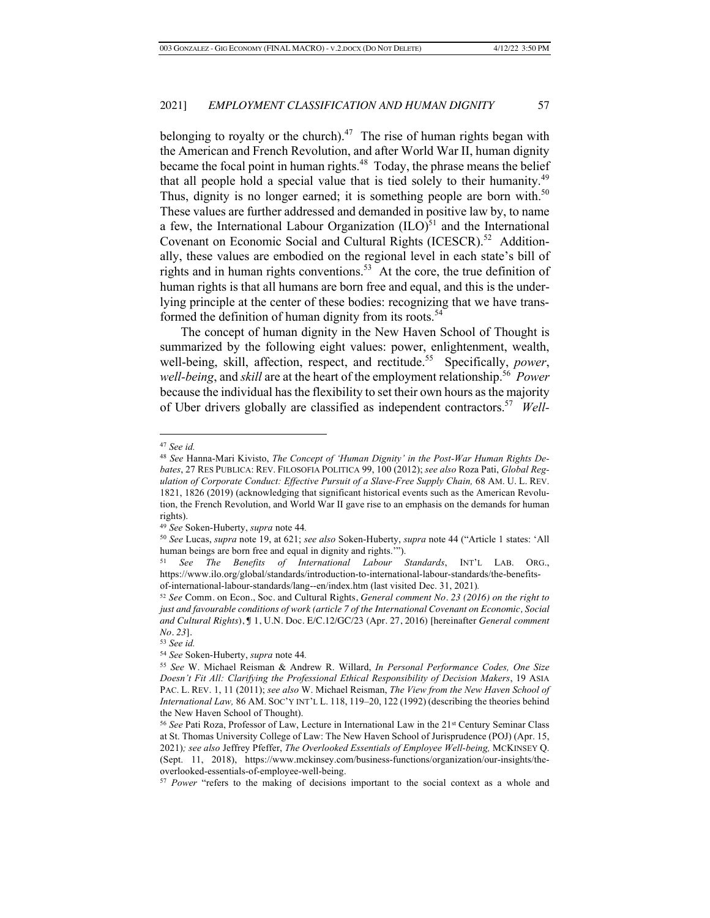belonging to royalty or the church).[47] The rise of human rights began with the American and French Revolution, and after World War II, human dignity became the focal point in human rights.[48] Today, the phrase means the belief that all people hold a special value that is tied solely to their humanity.[49] Thus, dignity is no longer earned; it is something people are born with.[50] These values are further addressed and demanded in positive law by, to name a few, the International Labour Organization (ILO)[51] and the International Covenant on Economic Social and Cultural Rights (ICESCR).[52] Additionally, these values are embodied on the regional level in each state's bill of rights and in human rights conventions.[53] At the core, the true definition of human rights is that all humans are born free and equal, and this is the underlying principle at the center of these bodies: recognizing that we have transformed the definition of human dignity from its roots.[54]

The concept of human dignity in the New Haven School of Thought is summarized by the following eight values: power, enlightenment, wealth, well-being, skill, affection, respect, and rectitude.[55] Specifically, *power*, *well-being*, and *skill* are at the heart of the employment relationship.[56] *Power* because the individual has the flexibility to set their own hours as the majority of Uber drivers globally are classified as independent contractors.[57] *Well-*

---

[47] *See id.*

[48] *See* Hanna-Mari Kivisto, *The Concept of 'Human Dignity' in the Post-War Human Rights Debates*, 27 RES PUBLICA: REV. FILOSOFIA POLITICA 99, 100 (2012); *see also* Roza Pati, *Global Regulation of Corporate Conduct: Effective Pursuit of a Slave-Free Supply Chain,* 68 AM. U. L. REV. 1821, 1826 (2019) (acknowledging that significant historical events such as the American Revolution, the French Revolution, and World War II gave rise to an emphasis on the demands for human rights).

[49] *See* Soken-Huberty, *supra* note 44*.*

[50] *See* Lucas, *supra* note 19, at 621; *see also* Soken-Huberty, *supra* note 44 ("Article 1 states: 'All human beings are born free and equal in dignity and rights.'").

[51] *See The Benefits of International Labour Standards*, INT'L LAB. ORG., https://www.ilo.org/global/standards/introduction-to-international-labour-standards/the-benefits-of-international-labour-standards/lang--en/index.htm (last visited Dec. 31, 2021)*.*

[52] *See* Comm. on Econ., Soc. and Cultural Rights, *General comment No. 23 (2016) on the right to just and favourable conditions of work (article 7 of the International Covenant on Economic, Social and Cultural Rights)*, ¶ 1, U.N. Doc. E/C.12/GC/23 (Apr. 27, 2016) [hereinafter *General comment No. 23*].

[53] *See id.*

[54] *See* Soken-Huberty, *supra* note 44*.*

[55] *See* W. Michael Reisman & Andrew R. Willard, *In Personal Performance Codes, One Size Doesn't Fit All: Clarifying the Professional Ethical Responsibility of Decision Makers*, 19 ASIA PAC. L. REV. 1, 11 (2011); *see also* W. Michael Reisman, *The View from the New Haven School of International Law,* 86 AM. SOC'Y INT'L L. 118, 119–20, 122 (1992) (describing the theories behind the New Haven School of Thought).

[56] *See* Pati Roza, Professor of Law, Lecture in International Law in the 21st Century Seminar Class at St. Thomas University College of Law: The New Haven School of Jurisprudence (POJ) (Apr. 15, 2021)*; see also* Jeffrey Pfeffer, *The Overlooked Essentials of Employee Well-being,* MCKINSEY Q. (Sept. 11, 2018), https://www.mckinsey.com/business-functions/organization/our-insights/the-overlooked-essentials-of-employee-well-being.

[57] *Power* "refers to the making of decisions important to the social context as a whole and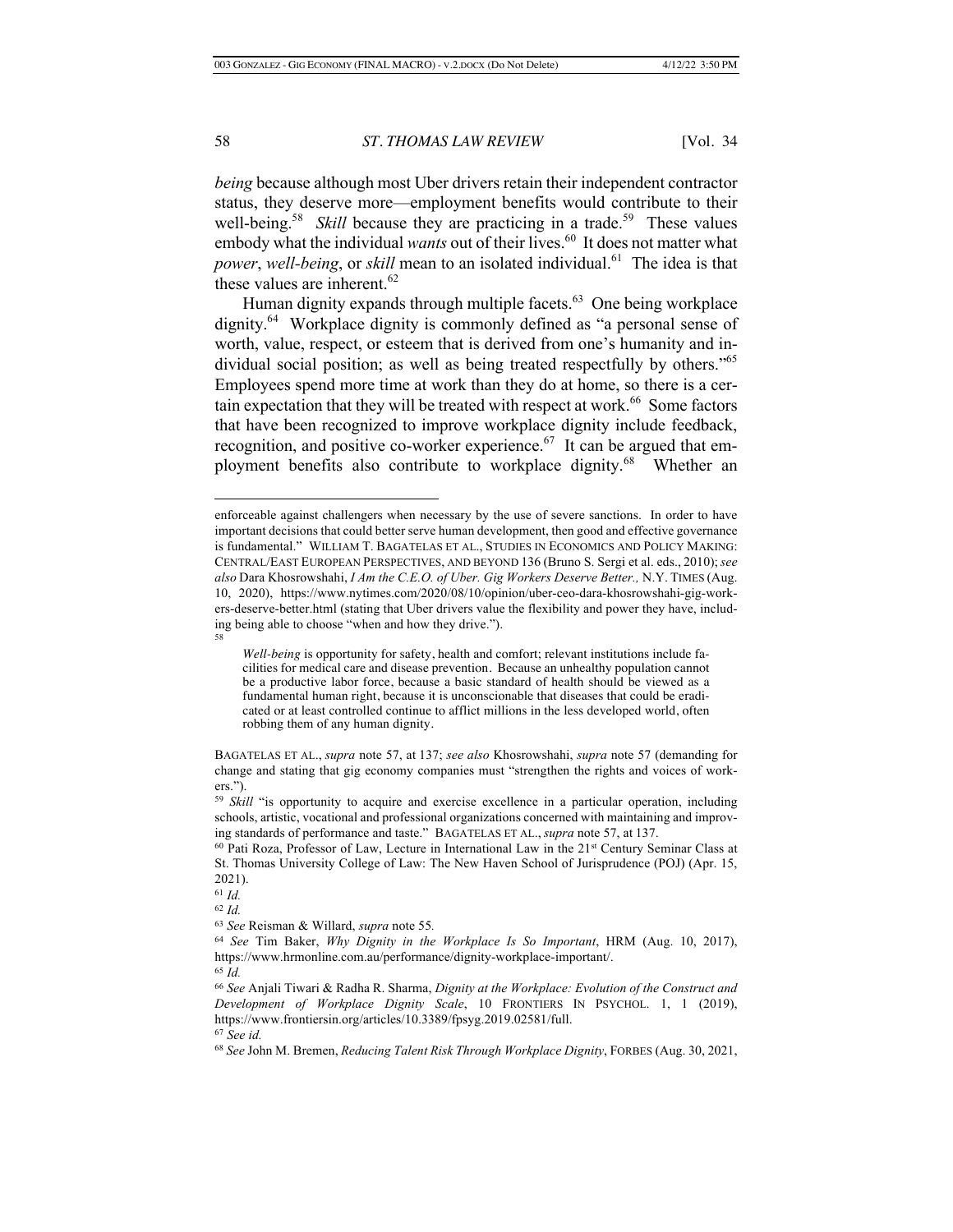*being* because although most Uber drivers retain their independent contractor status, they deserve more—employment benefits would contribute to their well-being.[58] *Skill* because they are practicing in a trade.[59] These values embody what the individual *wants* out of their lives.[60] It does not matter what *power*, *well-being*, or *skill* mean to an isolated individual.[61] The idea is that these values are inherent.[62]

Human dignity expands through multiple facets.[63] One being workplace dignity.[64] Workplace dignity is commonly defined as "a personal sense of worth, value, respect, or esteem that is derived from one's humanity and individual social position; as well as being treated respectfully by others."[65] Employees spend more time at work than they do at home, so there is a certain expectation that they will be treated with respect at work.[66] Some factors that have been recognized to improve workplace dignity include feedback, recognition, and positive co-worker experience.[67] It can be argued that employment benefits also contribute to workplace dignity.[68] Whether an

---

enforceable against challengers when necessary by the use of severe sanctions. In order to have important decisions that could better serve human development, then good and effective governance is fundamental." WILLIAM T. BAGATELAS ET AL., STUDIES IN ECONOMICS AND POLICY MAKING: CENTRAL/EAST EUROPEAN PERSPECTIVES, AND BEYOND 136 (Bruno S. Sergi et al. eds., 2010); *see also* Dara Khosrowshahi, *I Am the C.E.O. of Uber. Gig Workers Deserve Better.,* N.Y. TIMES (Aug. 10, 2020), https://www.nytimes.com/2020/08/10/opinion/uber-ceo-dara-khosrowshahi-gig-workers-deserve-better.html (stating that Uber drivers value the flexibility and power they have, including being able to choose "when and how they drive.").

[58]

> *Well-being* is opportunity for safety, health and comfort; relevant institutions include facilities for medical care and disease prevention. Because an unhealthy population cannot be a productive labor force, because a basic standard of health should be viewed as a fundamental human right, because it is unconscionable that diseases that could be eradicated or at least controlled continue to afflict millions in the less developed world, often robbing them of any human dignity.

BAGATELAS ET AL., *supra* note 57, at 137; *see also* Khosrowshahi, *supra* note 57 (demanding for change and stating that gig economy companies must "strengthen the rights and voices of workers.").

[59] *Skill* "is opportunity to acquire and exercise excellence in a particular operation, including schools, artistic, vocational and professional organizations concerned with maintaining and improving standards of performance and taste." BAGATELAS ET AL., *supra* note 57, at 137.

[60] Pati Roza, Professor of Law, Lecture in International Law in the 21st Century Seminar Class at St. Thomas University College of Law: The New Haven School of Jurisprudence (POJ) (Apr. 15, 2021).

[61] *Id.*

[62] *Id.*

[63] *See* Reisman & Willard, *supra* note 55.

[64] *See* Tim Baker, *Why Dignity in the Workplace Is So Important*, HRM (Aug. 10, 2017), https://www.hrmonline.com.au/performance/dignity-workplace-important/.

[65] *Id.*

[66] *See* Anjali Tiwari & Radha R. Sharma, *Dignity at the Workplace: Evolution of the Construct and Development of Workplace Dignity Scale*, 10 FRONTIERS IN PSYCHOL. 1, 1 (2019), https://www.frontiersin.org/articles/10.3389/fpsyg.2019.02581/full.

[67] *See id.*

[68] *See* John M. Bremen, *Reducing Talent Risk Through Workplace Dignity*, FORBES (Aug. 30, 2021,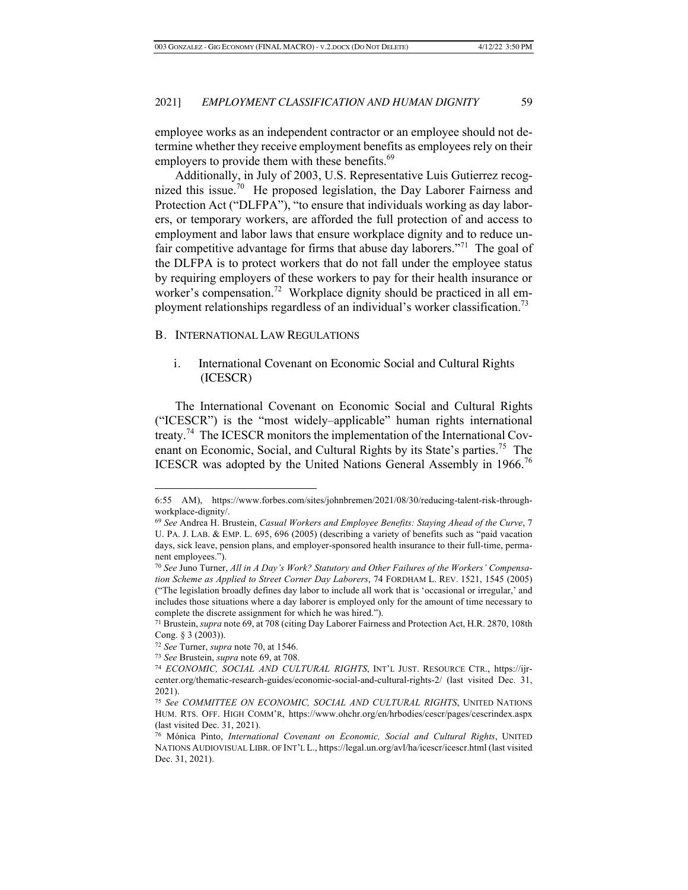employee works as an independent contractor or an employee should not determine whether they receive employment benefits as employees rely on their employers to provide them with these benefits.[69]

Additionally, in July of 2003, U.S. Representative Luis Gutierrez recognized this issue.[70] He proposed legislation, the Day Laborer Fairness and Protection Act ("DLFPA"), "to ensure that individuals working as day laborers, or temporary workers, are afforded the full protection of and access to employment and labor laws that ensure workplace dignity and to reduce unfair competitive advantage for firms that abuse day laborers."[71] The goal of the DLFPA is to protect workers that do not fall under the employee status by requiring employers of these workers to pay for their health insurance or worker's compensation.[72] Workplace dignity should be practiced in all employment relationships regardless of an individual's worker classification.[73]

## B. International Law Regulations

### i. International Covenant on Economic Social and Cultural Rights (ICESCR)

The International Covenant on Economic Social and Cultural Rights ("ICESCR") is the "most widely–applicable" human rights international treaty.[74] The ICESCR monitors the implementation of the International Covenant on Economic, Social, and Cultural Rights by its State's parties.[75] The ICESCR was adopted by the United Nations General Assembly in 1966.[76]

---

6:55 AM), https://www.forbes.com/sites/johnbremen/2021/08/30/reducing-talent-risk-through-workplace-dignity/.

[69] *See* Andrea H. Brustein, *Casual Workers and Employee Benefits: Staying Ahead of the Curve*, 7 U. PA. J. LAB. & EMP. L. 695, 696 (2005) (describing a variety of benefits such as "paid vacation days, sick leave, pension plans, and employer-sponsored health insurance to their full-time, permanent employees.").

[70] *See* Juno Turner, *All in A Day's Work? Statutory and Other Failures of the Workers' Compensation Scheme as Applied to Street Corner Day Laborers*, 74 FORDHAM L. REV. 1521, 1545 (2005) ("The legislation broadly defines day labor to include all work that is 'occasional or irregular,' and includes those situations where a day laborer is employed only for the amount of time necessary to complete the discrete assignment for which he was hired.").

[71] Brustein, *supra* note 69, at 708 (citing Day Laborer Fairness and Protection Act, H.R. 2870, 108th Cong. § 3 (2003)).

[72] *See* Turner, *supra* note 70, at 1546.

[73] *See* Brustein, *supra* note 69, at 708.

[74] *ECONOMIC, SOCIAL AND CULTURAL RIGHTS*, INT'L JUST. RESOURCE CTR., https://ijrcenter.org/thematic-research-guides/economic-social-and-cultural-rights-2/ (last visited Dec. 31, 2021).

[75] *See COMMITTEE ON ECONOMIC, SOCIAL AND CULTURAL RIGHTS*, UNITED NATIONS HUM. RTS. OFF. HIGH COMM'R, https://www.ohchr.org/en/hrbodies/cescr/pages/cescrindex.aspx (last visited Dec. 31, 2021).

[76] Mónica Pinto, *International Covenant on Economic, Social and Cultural Rights*, UNITED NATIONS AUDIOVISUAL LIBR. OF INT'L L., https://legal.un.org/avl/ha/icescr/icescr.html (last visited Dec. 31, 2021).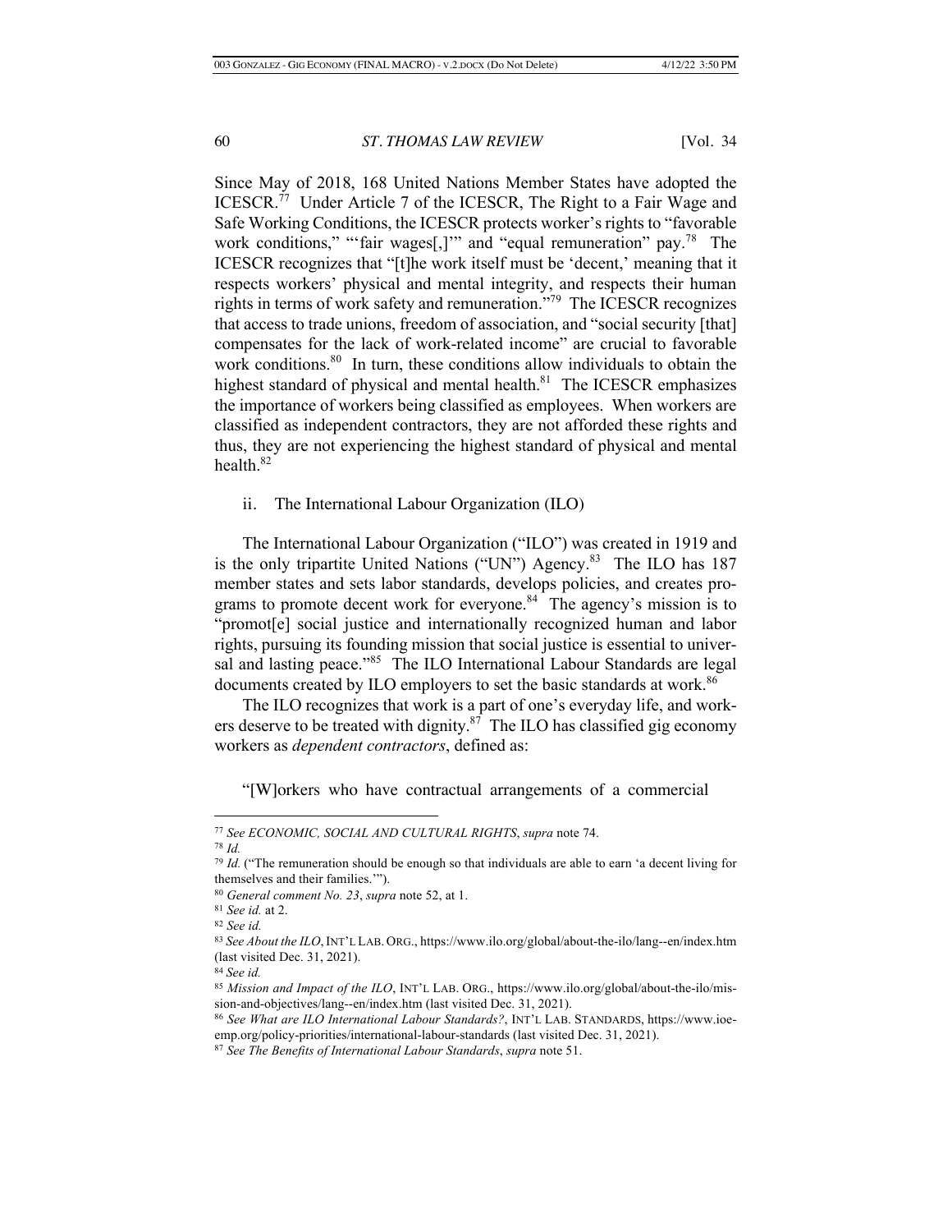Since May of 2018, 168 United Nations Member States have adopted the ICESCR.[77] Under Article 7 of the ICESCR, The Right to a Fair Wage and Safe Working Conditions, the ICESCR protects worker's rights to "favorable work conditions," "'fair wages[,]'" and "equal remuneration" pay.[78] The ICESCR recognizes that "[t]he work itself must be 'decent,' meaning that it respects workers' physical and mental integrity, and respects their human rights in terms of work safety and remuneration."[79] The ICESCR recognizes that access to trade unions, freedom of association, and "social security [that] compensates for the lack of work-related income" are crucial to favorable work conditions.[80] In turn, these conditions allow individuals to obtain the highest standard of physical and mental health.[81] The ICESCR emphasizes the importance of workers being classified as employees. When workers are classified as independent contractors, they are not afforded these rights and thus, they are not experiencing the highest standard of physical and mental health.[82]

ii. The International Labour Organization (ILO)

The International Labour Organization ("ILO") was created in 1919 and is the only tripartite United Nations ("UN") Agency.[83] The ILO has 187 member states and sets labor standards, develops policies, and creates programs to promote decent work for everyone.[84] The agency's mission is to "promot[e] social justice and internationally recognized human and labor rights, pursuing its founding mission that social justice is essential to universal and lasting peace."[85] The ILO International Labour Standards are legal documents created by ILO employers to set the basic standards at work.[86]

The ILO recognizes that work is a part of one's everyday life, and workers deserve to be treated with dignity.[87] The ILO has classified gig economy workers as *dependent contractors*, defined as:

"[W]orkers who have contractual arrangements of a commercial

---

[77] *See ECONOMIC, SOCIAL AND CULTURAL RIGHTS*, *supra* note 74.

[78] *Id.*

[79] *Id.* ("The remuneration should be enough so that individuals are able to earn 'a decent living for themselves and their families.'").

[80] *General comment No. 23*, *supra* note 52, at 1.

[81] *See id.* at 2.

[82] *See id.*

[83] *See About the ILO*, INT'L LAB. ORG., https://www.ilo.org/global/about-the-ilo/lang--en/index.htm (last visited Dec. 31, 2021).

[84] *See id.*

[85] *Mission and Impact of the ILO*, INT'L LAB. ORG., https://www.ilo.org/global/about-the-ilo/mission-and-objectives/lang--en/index.htm (last visited Dec. 31, 2021).

[86] *See What are ILO International Labour Standards?*, INT'L LAB. STANDARDS, https://www.ioe-emp.org/policy-priorities/international-labour-standards (last visited Dec. 31, 2021).

[87] *See The Benefits of International Labour Standards*, *supra* note 51.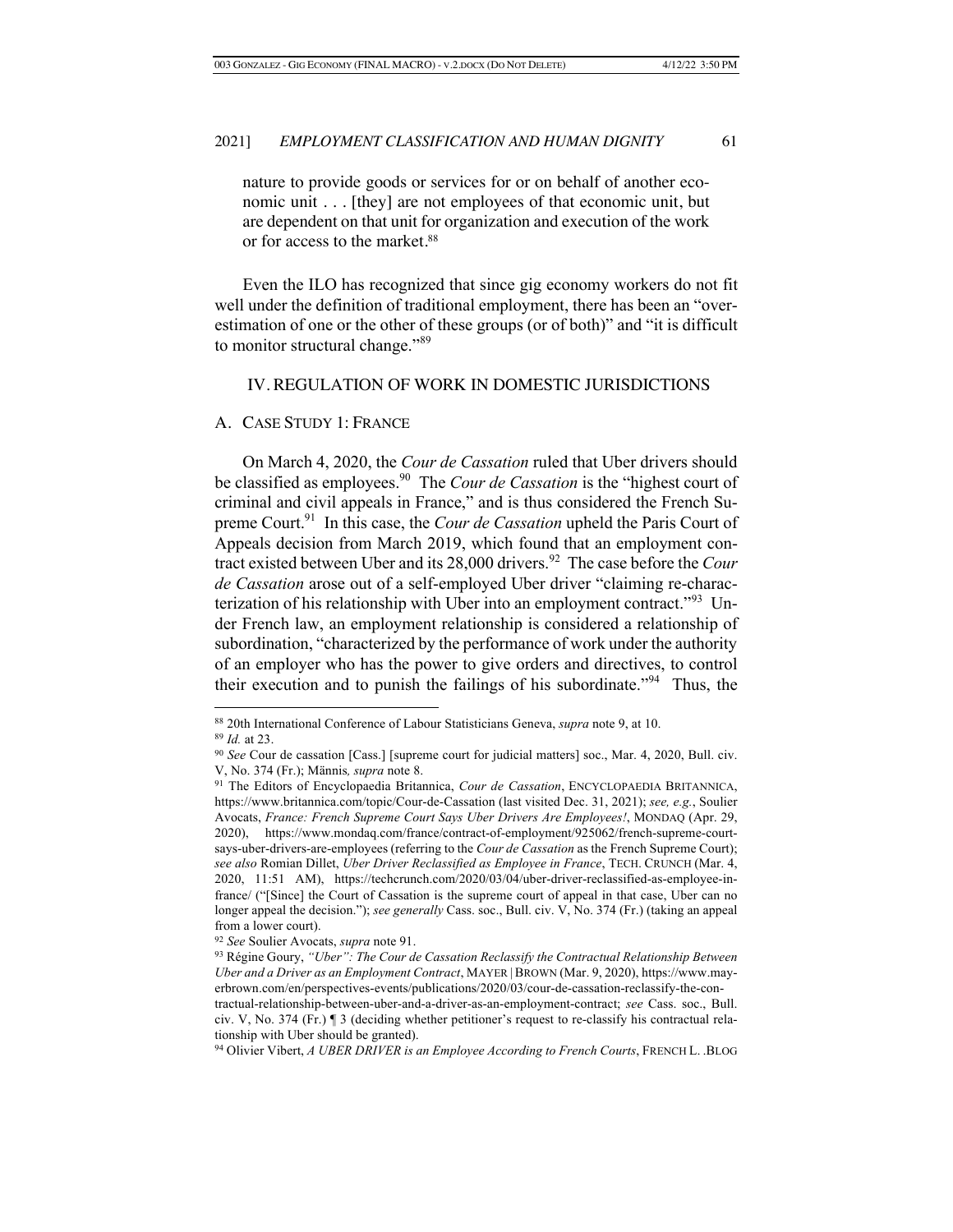nature to provide goods or services for or on behalf of another economic unit . . . [they] are not employees of that economic unit, but are dependent on that unit for organization and execution of the work or for access to the market.[88]

Even the ILO has recognized that since gig economy workers do not fit well under the definition of traditional employment, there has been an "overestimation of one or the other of these groups (or of both)" and "it is difficult to monitor structural change."[89]

## IV. REGULATION OF WORK IN DOMESTIC JURISDICTIONS

### A. CASE STUDY 1: FRANCE

On March 4, 2020, the *Cour de Cassation* ruled that Uber drivers should be classified as employees.[90] The *Cour de Cassation* is the "highest court of criminal and civil appeals in France," and is thus considered the French Supreme Court.[91] In this case, the *Cour de Cassation* upheld the Paris Court of Appeals decision from March 2019, which found that an employment contract existed between Uber and its 28,000 drivers.[92] The case before the *Cour de Cassation* arose out of a self-employed Uber driver "claiming re-characterization of his relationship with Uber into an employment contract."[93] Under French law, an employment relationship is considered a relationship of subordination, "characterized by the performance of work under the authority of an employer who has the power to give orders and directives, to control their execution and to punish the failings of his subordinate."[94] Thus, the

---

[88] 20th International Conference of Labour Statisticians Geneva, *supra* note 9, at 10.

[89] *Id.* at 23.

[90] *See* Cour de cassation [Cass.] [supreme court for judicial matters] soc., Mar. 4, 2020, Bull. civ. V, No. 374 (Fr.); Männis*, supra* note 8.

[91] The Editors of Encyclopaedia Britannica, *Cour de Cassation*, ENCYCLOPAEDIA BRITANNICA, https://www.britannica.com/topic/Cour-de-Cassation (last visited Dec. 31, 2021); *see, e.g.*, Soulier Avocats, *France: French Supreme Court Says Uber Drivers Are Employees!*, MONDAQ (Apr. 29, 2020), https://www.mondaq.com/france/contract-of-employment/925062/french-supreme-court-says-uber-drivers-are-employees (referring to the *Cour de Cassation* as the French Supreme Court); *see also* Romian Dillet, *Uber Driver Reclassified as Employee in France*, TECH. CRUNCH (Mar. 4, 2020, 11:51 AM), https://techcrunch.com/2020/03/04/uber-driver-reclassified-as-employee-in-france/ ("[Since] the Court of Cassation is the supreme court of appeal in that case, Uber can no longer appeal the decision."); *see generally* Cass. soc., Bull. civ. V, No. 374 (Fr.) (taking an appeal from a lower court).

[92] *See* Soulier Avocats, *supra* note 91.

[93] Régine Goury, *"Uber": The Cour de Cassation Reclassify the Contractual Relationship Between Uber and a Driver as an Employment Contract*, MAYER | BROWN (Mar. 9, 2020), https://www.mayerbrown.com/en/perspectives-events/publications/2020/03/cour-de-cassation-reclassify-the-contractual-relationship-between-uber-and-a-driver-as-an-employment-contract; *see* Cass. soc., Bull. civ. V, No. 374 (Fr.) ¶ 3 (deciding whether petitioner's request to re-classify his contractual relationship with Uber should be granted).

[94] Olivier Vibert, *A UBER DRIVER is an Employee According to French Courts*, FRENCH L. .BLOG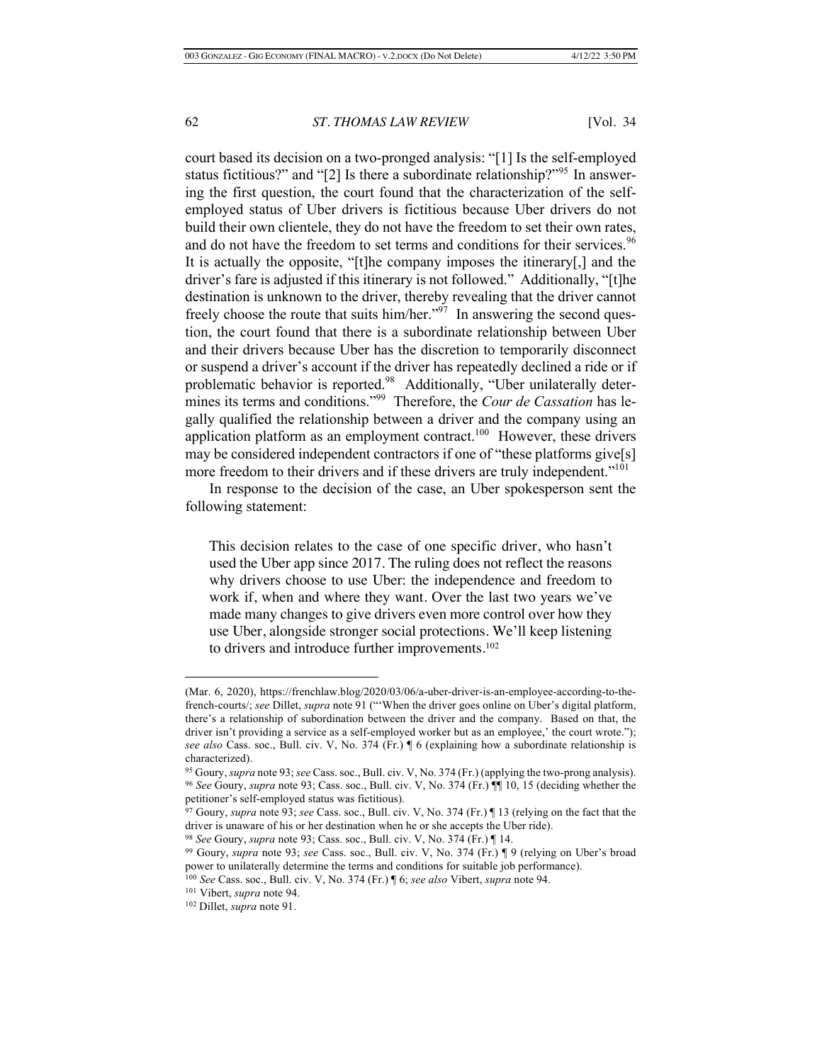court based its decision on a two-pronged analysis: "[1] Is the self-employed status fictitious?" and "[2] Is there a subordinate relationship?"[95] In answering the first question, the court found that the characterization of the self-employed status of Uber drivers is fictitious because Uber drivers do not build their own clientele, they do not have the freedom to set their own rates, and do not have the freedom to set terms and conditions for their services.[96] It is actually the opposite, "[t]he company imposes the itinerary[,] and the driver's fare is adjusted if this itinerary is not followed." Additionally, "[t]he destination is unknown to the driver, thereby revealing that the driver cannot freely choose the route that suits him/her."[97] In answering the second question, the court found that there is a subordinate relationship between Uber and their drivers because Uber has the discretion to temporarily disconnect or suspend a driver's account if the driver has repeatedly declined a ride or if problematic behavior is reported.[98] Additionally, "Uber unilaterally determines its terms and conditions."[99] Therefore, the *Cour de Cassation* has legally qualified the relationship between a driver and the company using an application platform as an employment contract.[100] However, these drivers may be considered independent contractors if one of "these platforms give[s] more freedom to their drivers and if these drivers are truly independent."[101]

In response to the decision of the case, an Uber spokesperson sent the following statement:

> This decision relates to the case of one specific driver, who hasn't used the Uber app since 2017. The ruling does not reflect the reasons why drivers choose to use Uber: the independence and freedom to work if, when and where they want. Over the last two years we've made many changes to give drivers even more control over how they use Uber, alongside stronger social protections. We'll keep listening to drivers and introduce further improvements.[102]

---

(Mar. 6, 2020), https://frenchlaw.blog/2020/03/06/a-uber-driver-is-an-employee-according-to-the-french-courts/; *see* Dillet, *supra* note 91 ("'When the driver goes online on Uber's digital platform, there's a relationship of subordination between the driver and the company. Based on that, the driver isn't providing a service as a self-employed worker but as an employee,' the court wrote."); *see also* Cass. soc., Bull. civ. V, No. 374 (Fr.) ¶ 6 (explaining how a subordinate relationship is characterized).

[95] Goury, *supra* note 93; *see* Cass. soc., Bull. civ. V, No. 374 (Fr.) (applying the two-prong analysis).

[96] *See* Goury, *supra* note 93; Cass. soc., Bull. civ. V, No. 374 (Fr.) ¶¶ 10, 15 (deciding whether the petitioner's self-employed status was fictitious).

[97] Goury, *supra* note 93; *see* Cass. soc., Bull. civ. V, No. 374 (Fr.) ¶ 13 (relying on the fact that the driver is unaware of his or her destination when he or she accepts the Uber ride).

[98] *See* Goury, *supra* note 93; Cass. soc., Bull. civ. V, No. 374 (Fr.) ¶ 14.

[99] Goury, *supra* note 93; *see* Cass. soc., Bull. civ. V, No. 374 (Fr.) ¶ 9 (relying on Uber's broad power to unilaterally determine the terms and conditions for suitable job performance).

[100] *See* Cass. soc., Bull. civ. V, No. 374 (Fr.) ¶ 6; *see also* Vibert, *supra* note 94.

[101] Vibert, *supra* note 94.

[102] Dillet, *supra* note 91.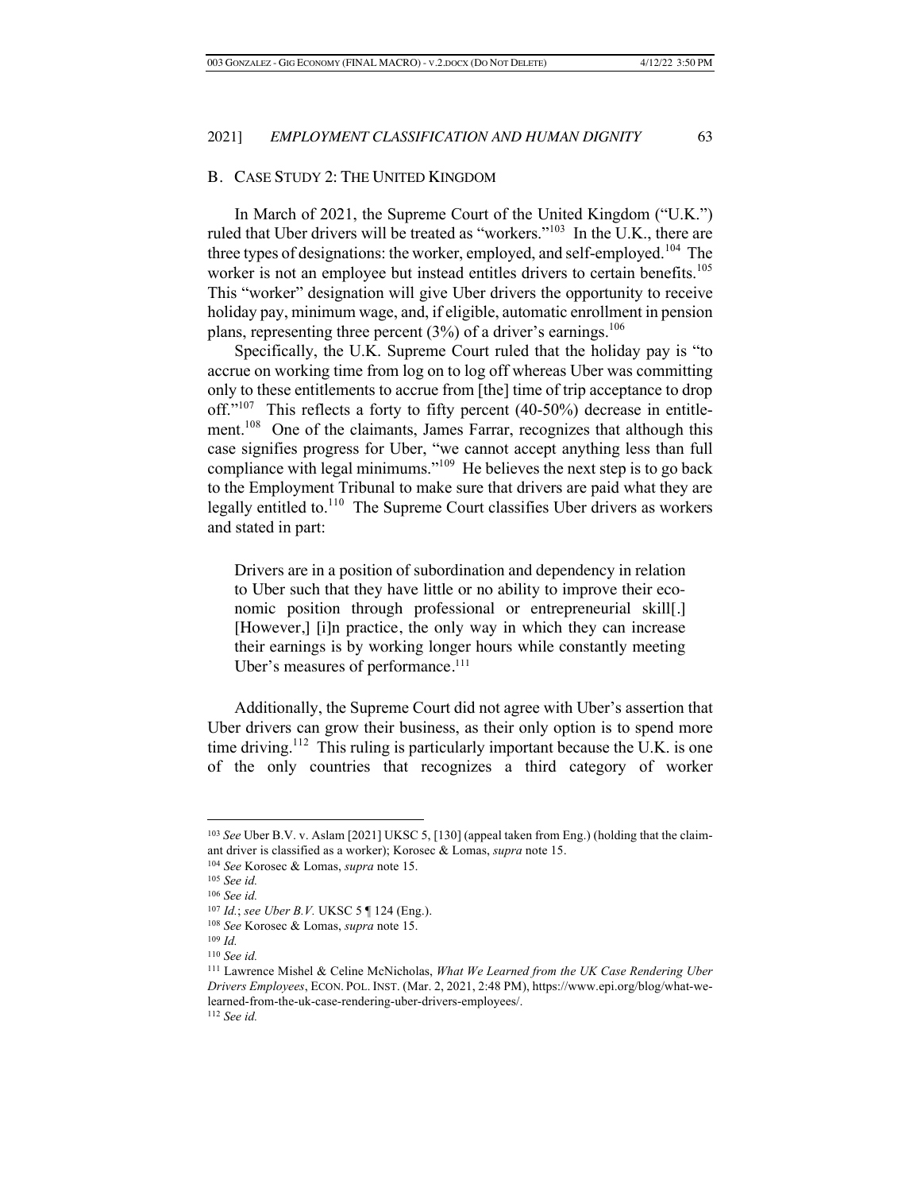## B. CASE STUDY 2: THE UNITED KINGDOM

In March of 2021, the Supreme Court of the United Kingdom ("U.K.") ruled that Uber drivers will be treated as "workers."[103] In the U.K., there are three types of designations: the worker, employed, and self-employed.[104] The worker is not an employee but instead entitles drivers to certain benefits.[105] This "worker" designation will give Uber drivers the opportunity to receive holiday pay, minimum wage, and, if eligible, automatic enrollment in pension plans, representing three percent (3%) of a driver's earnings.[106]

Specifically, the U.K. Supreme Court ruled that the holiday pay is "to accrue on working time from log on to log off whereas Uber was committing only to these entitlements to accrue from [the] time of trip acceptance to drop off."[107] This reflects a forty to fifty percent (40-50%) decrease in entitlement.[108] One of the claimants, James Farrar, recognizes that although this case signifies progress for Uber, "we cannot accept anything less than full compliance with legal minimums."[109] He believes the next step is to go back to the Employment Tribunal to make sure that drivers are paid what they are legally entitled to.[110] The Supreme Court classifies Uber drivers as workers and stated in part:

> Drivers are in a position of subordination and dependency in relation to Uber such that they have little or no ability to improve their economic position through professional or entrepreneurial skill[.] [However,] [i]n practice, the only way in which they can increase their earnings is by working longer hours while constantly meeting Uber's measures of performance.[111]

Additionally, the Supreme Court did not agree with Uber's assertion that Uber drivers can grow their business, as their only option is to spend more time driving.[112] This ruling is particularly important because the U.K. is one of the only countries that recognizes a third category of worker

---

[103] *See* Uber B.V. v. Aslam [2021] UKSC 5, [130] (appeal taken from Eng.) (holding that the claimant driver is classified as a worker); Korosec & Lomas, *supra* note 15.

[104] *See* Korosec & Lomas, *supra* note 15.

[105] *See id.*

[106] *See id.*

[107] *Id.*; *see Uber B.V.* UKSC 5 ¶ 124 (Eng.).

[108] *See* Korosec & Lomas, *supra* note 15.

[109] *Id.*

[110] *See id.*

[111] Lawrence Mishel & Celine McNicholas, *What We Learned from the UK Case Rendering Uber Drivers Employees*, ECON. POL. INST. (Mar. 2, 2021, 2:48 PM), https://www.epi.org/blog/what-we-learned-from-the-uk-case-rendering-uber-drivers-employees/.

[112] *See id.*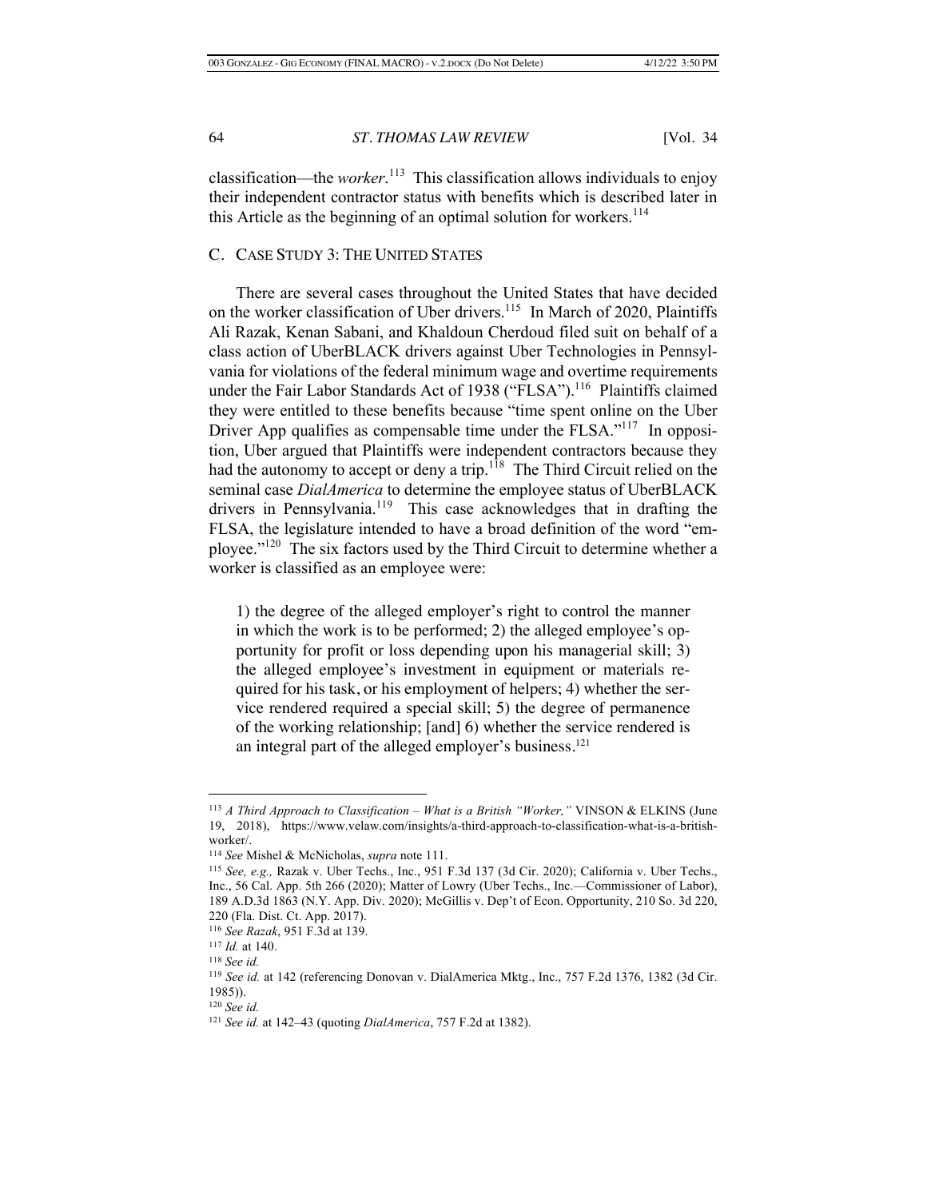classification—the *worker*.[113] This classification allows individuals to enjoy their independent contractor status with benefits which is described later in this Article as the beginning of an optimal solution for workers.[114]

### C. Case Study 3: The United States

There are several cases throughout the United States that have decided on the worker classification of Uber drivers.[115] In March of 2020, Plaintiffs Ali Razak, Kenan Sabani, and Khaldoun Cherdoud filed suit on behalf of a class action of UberBLACK drivers against Uber Technologies in Pennsylvania for violations of the federal minimum wage and overtime requirements under the Fair Labor Standards Act of 1938 ("FLSA").[116] Plaintiffs claimed they were entitled to these benefits because "time spent online on the Uber Driver App qualifies as compensable time under the FLSA."[117] In opposition, Uber argued that Plaintiffs were independent contractors because they had the autonomy to accept or deny a trip.[118] The Third Circuit relied on the seminal case *DialAmerica* to determine the employee status of UberBLACK drivers in Pennsylvania.[119] This case acknowledges that in drafting the FLSA, the legislature intended to have a broad definition of the word "employee."[120] The six factors used by the Third Circuit to determine whether a worker is classified as an employee were:

> 1) the degree of the alleged employer's right to control the manner in which the work is to be performed; 2) the alleged employee's opportunity for profit or loss depending upon his managerial skill; 3) the alleged employee's investment in equipment or materials required for his task, or his employment of helpers; 4) whether the service rendered required a special skill; 5) the degree of permanence of the working relationship; [and] 6) whether the service rendered is an integral part of the alleged employer's business.[121]

---

[113] *A Third Approach to Classification – What is a British "Worker,"* VINSON & ELKINS (June 19, 2018), https://www.velaw.com/insights/a-third-approach-to-classification-what-is-a-british-worker/.

[114] *See* Mishel & McNicholas, *supra* note 111.

[115] *See, e.g.,* Razak v. Uber Techs., Inc., 951 F.3d 137 (3d Cir. 2020); California v. Uber Techs., Inc., 56 Cal. App. 5th 266 (2020); Matter of Lowry (Uber Techs., Inc.—Commissioner of Labor), 189 A.D.3d 1863 (N.Y. App. Div. 2020); McGillis v. Dep't of Econ. Opportunity, 210 So. 3d 220, 220 (Fla. Dist. Ct. App. 2017).

[116] *See Razak*, 951 F.3d at 139.

[117] *Id.* at 140.

[118] *See id.*

[119] *See id.* at 142 (referencing Donovan v. DialAmerica Mktg., Inc., 757 F.2d 1376, 1382 (3d Cir. 1985)).

[120] *See id.*

[121] *See id.* at 142–43 (quoting *DialAmerica*, 757 F.2d at 1382).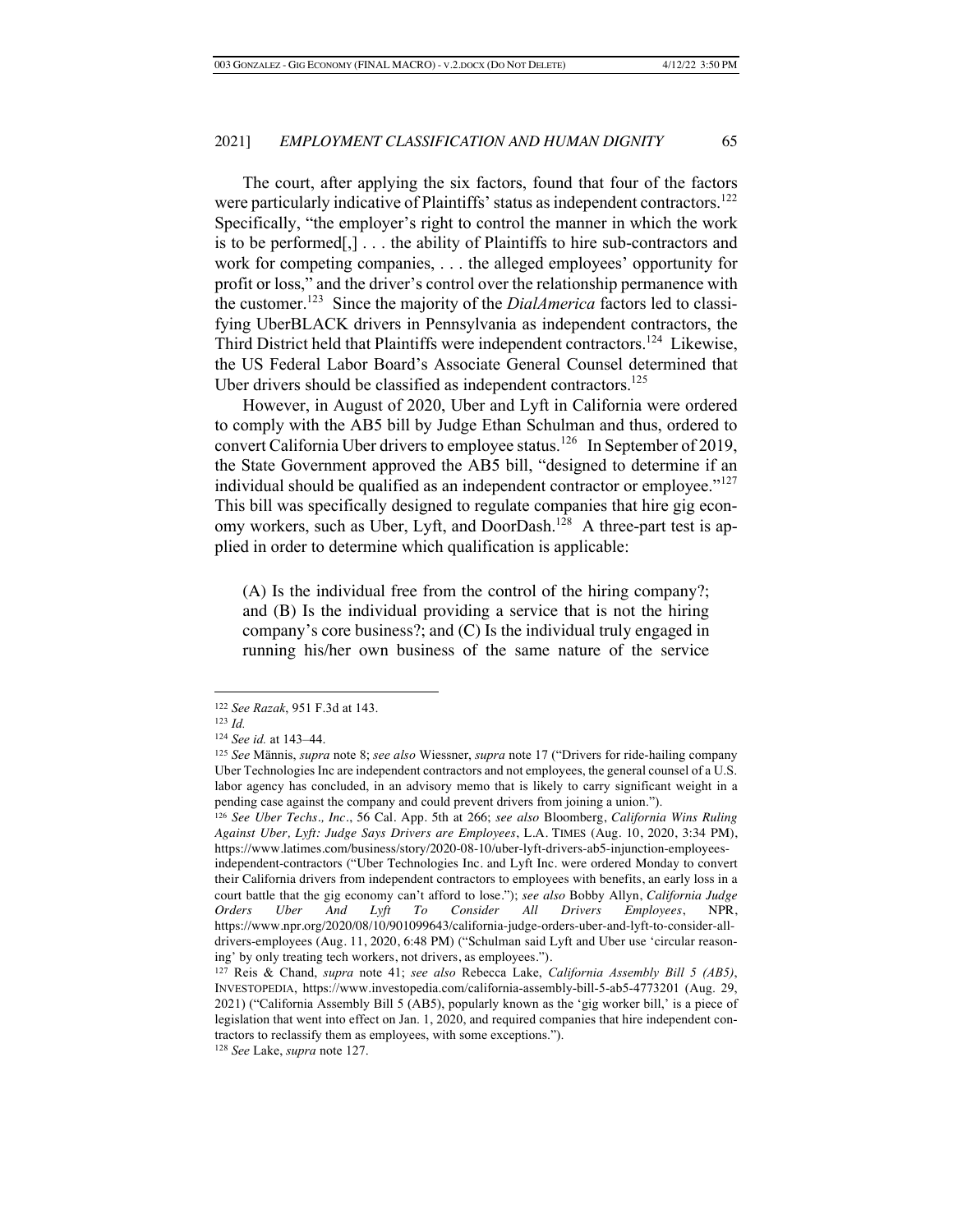The court, after applying the six factors, found that four of the factors were particularly indicative of Plaintiffs' status as independent contractors.[122] Specifically, "the employer's right to control the manner in which the work is to be performed[,] . . . the ability of Plaintiffs to hire sub-contractors and work for competing companies, . . . the alleged employees' opportunity for profit or loss," and the driver's control over the relationship permanence with the customer.[123] Since the majority of the *DialAmerica* factors led to classifying UberBLACK drivers in Pennsylvania as independent contractors, the Third District held that Plaintiffs were independent contractors.[124] Likewise, the US Federal Labor Board's Associate General Counsel determined that Uber drivers should be classified as independent contractors.[125]

However, in August of 2020, Uber and Lyft in California were ordered to comply with the AB5 bill by Judge Ethan Schulman and thus, ordered to convert California Uber drivers to employee status.[126] In September of 2019, the State Government approved the AB5 bill, "designed to determine if an individual should be qualified as an independent contractor or employee."[127] This bill was specifically designed to regulate companies that hire gig economy workers, such as Uber, Lyft, and DoorDash.[128] A three-part test is applied in order to determine which qualification is applicable:

> (A) Is the individual free from the control of the hiring company? and (B) Is the individual providing a service that is not the hiring company's core business?; and (C) Is the individual truly engaged in running his/her own business of the same nature of the service

---

[122] *See Razak*, 951 F.3d at 143.

[123] *Id.*

[124] *See id.* at 143–44.

[125] *See* Männis, *supra* note 8; *see also* Wiessner, *supra* note 17 ("Drivers for ride-hailing company Uber Technologies Inc are independent contractors and not employees, the general counsel of a U.S. labor agency has concluded, in an advisory memo that is likely to carry significant weight in a pending case against the company and could prevent drivers from joining a union.").

[126] *See Uber Techs., Inc.*, 56 Cal. App. 5th at 266; *see also* Bloomberg, *California Wins Ruling Against Uber, Lyft: Judge Says Drivers are Employees*, L.A. TIMES (Aug. 10, 2020, 3:34 PM), https://www.latimes.com/business/story/2020-08-10/uber-lyft-drivers-ab5-injunction-employees-independent-contractors ("Uber Technologies Inc. and Lyft Inc. were ordered Monday to convert their California drivers from independent contractors to employees with benefits, an early loss in a court battle that the gig economy can't afford to lose."); *see also* Bobby Allyn, *California Judge Orders Uber And Lyft To Consider All Drivers Employees*, NPR, https://www.npr.org/2020/08/10/901099643/california-judge-orders-uber-and-lyft-to-consider-all-drivers-employees (Aug. 11, 2020, 6:48 PM) ("Schulman said Lyft and Uber use 'circular reasoning' by only treating tech workers, not drivers, as employees.").

[127] Reis & Chand, *supra* note 41; *see also* Rebecca Lake, *California Assembly Bill 5 (AB5)*, INVESTOPEDIA, https://www.investopedia.com/california-assembly-bill-5-ab5-4773201 (Aug. 29, 2021) ("California Assembly Bill 5 (AB5), popularly known as the 'gig worker bill,' is a piece of legislation that went into effect on Jan. 1, 2020, and required companies that hire independent contractors to reclassify them as employees, with some exceptions.").

[128] *See* Lake, *supra* note 127.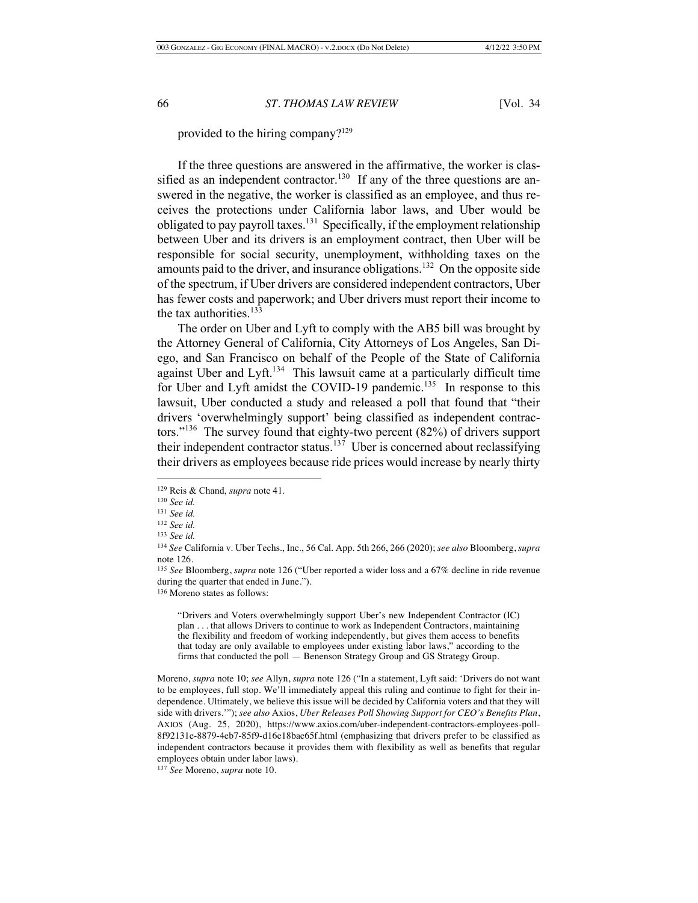provided to the hiring company?[129]

If the three questions are answered in the affirmative, the worker is classified as an independent contractor.[130] If any of the three questions are answered in the negative, the worker is classified as an employee, and thus receives the protections under California labor laws, and Uber would be obligated to pay payroll taxes.[131] Specifically, if the employment relationship between Uber and its drivers is an employment contract, then Uber will be responsible for social security, unemployment, withholding taxes on the amounts paid to the driver, and insurance obligations.[132] On the opposite side of the spectrum, if Uber drivers are considered independent contractors, Uber has fewer costs and paperwork; and Uber drivers must report their income to the tax authorities.[133]

The order on Uber and Lyft to comply with the AB5 bill was brought by the Attorney General of California, City Attorneys of Los Angeles, San Diego, and San Francisco on behalf of the People of the State of California against Uber and Lyft.[134] This lawsuit came at a particularly difficult time for Uber and Lyft amidst the COVID-19 pandemic.[135] In response to this lawsuit, Uber conducted a study and released a poll that found that "their drivers 'overwhelmingly support' being classified as independent contractors."[136] The survey found that eighty-two percent (82%) of drivers support their independent contractor status.[137] Uber is concerned about reclassifying their drivers as employees because ride prices would increase by nearly thirty

---

[129] Reis & Chand, *supra* note 41.

[130] *See id.*

[131] *See id.*

[132] *See id.*

[133] *See id.*

[134] *See* California v. Uber Techs., Inc., 56 Cal. App. 5th 266, 266 (2020); *see also* Bloomberg, *supra* note 126.

[135] *See* Bloomberg, *supra* note 126 ("Uber reported a wider loss and a 67% decline in ride revenue during the quarter that ended in June.").

[136] Moreno states as follows:

> "Drivers and Voters overwhelmingly support Uber's new Independent Contractor (IC) plan . . . that allows Drivers to continue to work as Independent Contractors, maintaining the flexibility and freedom of working independently, but gives them access to benefits that today are only available to employees under existing labor laws," according to the firms that conducted the poll — Benenson Strategy Group and GS Strategy Group.

Moreno, *supra* note 10; *see* Allyn, *supra* note 126 ("In a statement, Lyft said: 'Drivers do not want to be employees, full stop. We'll immediately appeal this ruling and continue to fight for their independence. Ultimately, we believe this issue will be decided by California voters and that they will side with drivers.'"); *see also* Axios, *Uber Releases Poll Showing Support for CEO's Benefits Plan*, AXIOS (Aug. 25, 2020), https://www.axios.com/uber-independent-contractors-employees-poll-8f92131e-8879-4eb7-85f9-d16e18bae65f.html (emphasizing that drivers prefer to be classified as independent contractors because it provides them with flexibility as well as benefits that regular employees obtain under labor laws).

[137] *See* Moreno, *supra* note 10.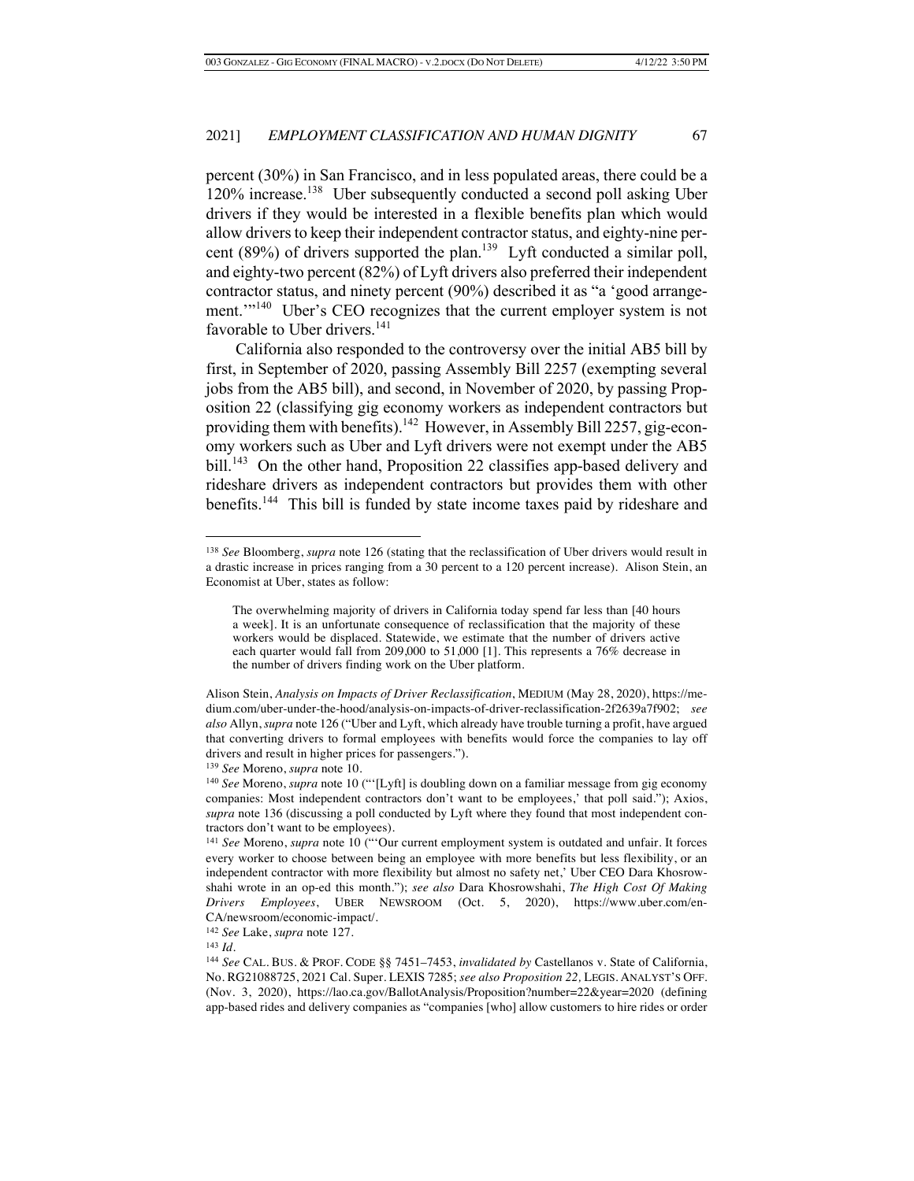percent (30%) in San Francisco, and in less populated areas, there could be a 120% increase.[138] Uber subsequently conducted a second poll asking Uber drivers if they would be interested in a flexible benefits plan which would allow drivers to keep their independent contractor status, and eighty-nine percent (89%) of drivers supported the plan.[139] Lyft conducted a similar poll, and eighty-two percent (82%) of Lyft drivers also preferred their independent contractor status, and ninety percent (90%) described it as "a 'good arrangement.'"[140] Uber's CEO recognizes that the current employer system is not favorable to Uber drivers.[141]

California also responded to the controversy over the initial AB5 bill by first, in September of 2020, passing Assembly Bill 2257 (exempting several jobs from the AB5 bill), and second, in November of 2020, by passing Proposition 22 (classifying gig economy workers as independent contractors but providing them with benefits).[142] However, in Assembly Bill 2257, gig-economy workers such as Uber and Lyft drivers were not exempt under the AB5 bill.[143] On the other hand, Proposition 22 classifies app-based delivery and rideshare drivers as independent contractors but provides them with other benefits.[144] This bill is funded by state income taxes paid by rideshare and

---

[138] *See* Bloomberg, *supra* note 126 (stating that the reclassification of Uber drivers would result in a drastic increase in prices ranging from a 30 percent to a 120 percent increase). Alison Stein, an Economist at Uber, states as follow:

> The overwhelming majority of drivers in California today spend far less than [40 hours a week]. It is an unfortunate consequence of reclassification that the majority of these workers would be displaced. Statewide, we estimate that the number of drivers active each quarter would fall from 209,000 to 51,000 [1]. This represents a 76% decrease in the number of drivers finding work on the Uber platform.

Alison Stein, *Analysis on Impacts of Driver Reclassification*, MEDIUM (May 28, 2020), https://medium.com/uber-under-the-hood/analysis-on-impacts-of-driver-reclassification-2f2639a7f902; *see also* Allyn, *supra* note 126 ("Uber and Lyft, which already have trouble turning a profit, have argued that converting drivers to formal employees with benefits would force the companies to lay off drivers and result in higher prices for passengers.").

[139] *See* Moreno, *supra* note 10.

[140] *See* Moreno, *supra* note 10 ("'[Lyft] is doubling down on a familiar message from gig economy companies: Most independent contractors don't want to be employees,' that poll said."); Axios, *supra* note 136 (discussing a poll conducted by Lyft where they found that most independent contractors don't want to be employees).

[141] *See* Moreno, *supra* note 10 ("'Our current employment system is outdated and unfair. It forces every worker to choose between being an employee with more benefits but less flexibility, or an independent contractor with more flexibility but almost no safety net,' Uber CEO Dara Khosrowshahi wrote in an op-ed this month."); *see also* Dara Khosrowshahi, *The High Cost Of Making Drivers Employees*, UBER NEWSROOM (Oct. 5, 2020), https://www.uber.com/en-CA/newsroom/economic-impact/.

[142] *See* Lake, *supra* note 127.

[143] *Id.*

[144] *See* CAL. BUS. & PROF. CODE §§ 7451–7453, *invalidated by* Castellanos v. State of California, No. RG21088725, 2021 Cal. Super. LEXIS 7285; *see also Proposition 22,* LEGIS. ANALYST'S OFF. (Nov. 3, 2020), https://lao.ca.gov/BallotAnalysis/Proposition?number=22&year=2020 (defining app-based rides and delivery companies as "companies [who] allow customers to hire rides or order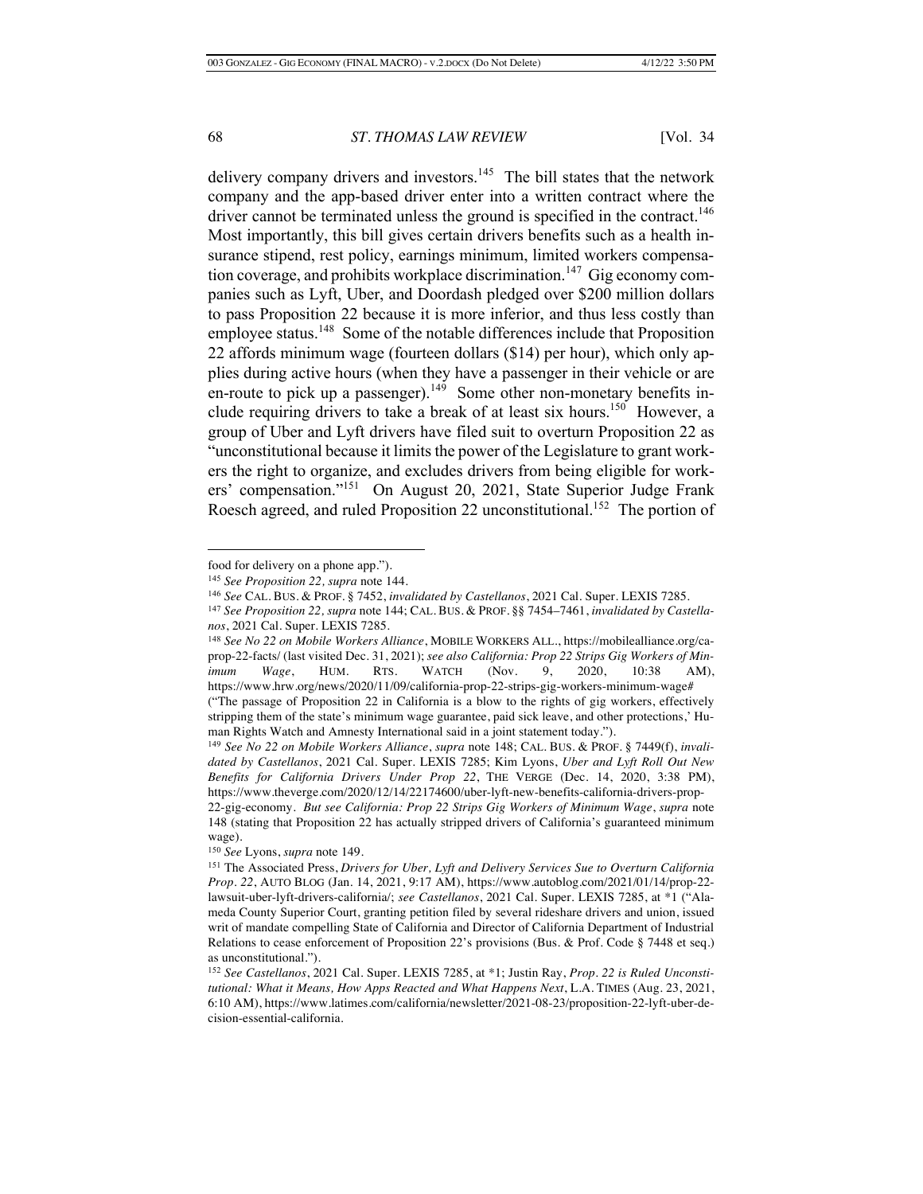delivery company drivers and investors.[145] The bill states that the network company and the app-based driver enter into a written contract where the driver cannot be terminated unless the ground is specified in the contract.[146] Most importantly, this bill gives certain drivers benefits such as a health insurance stipend, rest policy, earnings minimum, limited workers compensation coverage, and prohibits workplace discrimination.[147] Gig economy companies such as Lyft, Uber, and Doordash pledged over $200 million dollars to pass Proposition 22 because it is more inferior, and thus less costly than employee status.[148] Some of the notable differences include that Proposition 22 affords minimum wage (fourteen dollars ($14) per hour), which only applies during active hours (when they have a passenger in their vehicle or are en-route to pick up a passenger).[149] Some other non-monetary benefits include requiring drivers to take a break of at least six hours.[150] However, a group of Uber and Lyft drivers have filed suit to overturn Proposition 22 as "unconstitutional because it limits the power of the Legislature to grant workers the right to organize, and excludes drivers from being eligible for workers' compensation."[151] On August 20, 2021, State Superior Judge Frank Roesch agreed, and ruled Proposition 22 unconstitutional.[152] The portion of

---

food for delivery on a phone app.").

[145] *See Proposition 22*, *supra* note 144.

[146] *See* CAL. BUS. & PROF. § 7452, *invalidated by Castellanos*, 2021 Cal. Super. LEXIS 7285.

[147] *See Proposition 22*, *supra* note 144; CAL. BUS. & PROF. §§ 7454–7461, *invalidated by Castellanos*, 2021 Cal. Super. LEXIS 7285.

[148] *See No 22 on Mobile Workers Alliance*, MOBILE WORKERS ALL., https://mobilealliance.org/ca-prop-22-facts/ (last visited Dec. 31, 2021); *see also California: Prop 22 Strips Gig Workers of Minimum Wage*, HUM. RTS. WATCH (Nov. 9, 2020, 10:38 AM), https://www.hrw.org/news/2020/11/09/california-prop-22-strips-gig-workers-minimum-wage# ("The passage of Proposition 22 in California is a blow to the rights of gig workers, effectively stripping them of the state's minimum wage guarantee, paid sick leave, and other protections,' Human Rights Watch and Amnesty International said in a joint statement today.").

[149] *See No 22 on Mobile Workers Alliance*, *supra* note 148; CAL. BUS. & PROF. § 7449(f), *invalidated by Castellanos*, 2021 Cal. Super. LEXIS 7285; Kim Lyons, *Uber and Lyft Roll Out New Benefits for California Drivers Under Prop 22*, THE VERGE (Dec. 14, 2020, 3:38 PM), https://www.theverge.com/2020/12/14/22174600/uber-lyft-new-benefits-california-drivers-prop-22-gig-economy. *But see California: Prop 22 Strips Gig Workers of Minimum Wage*, *supra* note 148 (stating that Proposition 22 has actually stripped drivers of California's guaranteed minimum wage).

[150] *See* Lyons, *supra* note 149.

[151] The Associated Press, *Drivers for Uber, Lyft and Delivery Services Sue to Overturn California Prop. 22*, AUTO BLOG (Jan. 14, 2021, 9:17 AM), https://www.autoblog.com/2021/01/14/prop-22-lawsuit-uber-lyft-drivers-california/; *see Castellanos*, 2021 Cal. Super. LEXIS 7285, at *1 ("Alameda County Superior Court, granting petition filed by several rideshare drivers and union, issued writ of mandate compelling State of California and Director of California Department of Industrial Relations to cease enforcement of Proposition 22's provisions (Bus. & Prof. Code § 7448 et seq.) as unconstitutional.").

[152] *See Castellanos*, 2021 Cal. Super. LEXIS 7285, at *1; Justin Ray, *Prop. 22 is Ruled Unconstitutional: What it Means, How Apps Reacted and What Happens Next*, L.A. TIMES (Aug. 23, 2021, 6:10 AM), https://www.latimes.com/california/newsletter/2021-08-23/proposition-22-lyft-uber-decision-essential-california.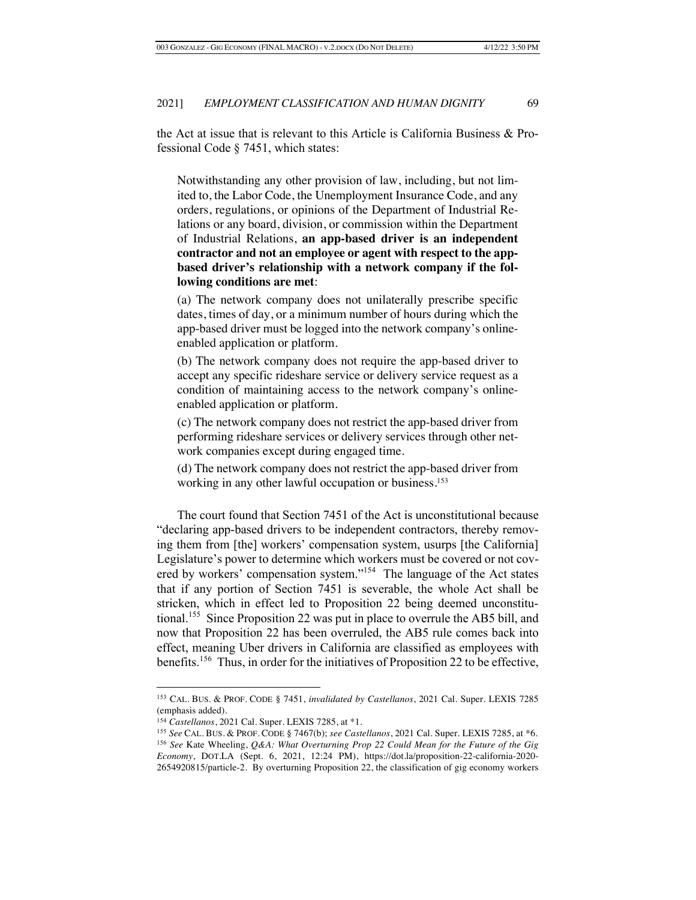the Act at issue that is relevant to this Article is California Business & Professional Code § 7451, which states:

> Notwithstanding any other provision of law, including, but not limited to, the Labor Code, the Unemployment Insurance Code, and any orders, regulations, or opinions of the Department of Industrial Relations or any board, division, or commission within the Department of Industrial Relations, **an app-based driver is an independent contractor and not an employee or agent with respect to the app-based driver's relationship with a network company if the following conditions are met**:
>
> (a) The network company does not unilaterally prescribe specific dates, times of day, or a minimum number of hours during which the app-based driver must be logged into the network company's online-enabled application or platform.
>
> (b) The network company does not require the app-based driver to accept any specific rideshare service or delivery service request as a condition of maintaining access to the network company's online-enabled application or platform.
>
> (c) The network company does not restrict the app-based driver from performing rideshare services or delivery services through other network companies except during engaged time.
>
> (d) The network company does not restrict the app-based driver from working in any other lawful occupation or business.[153]

The court found that Section 7451 of the Act is unconstitutional because "declaring app-based drivers to be independent contractors, thereby removing them from [the] workers' compensation system, usurps [the California] Legislature's power to determine which workers must be covered or not covered by workers' compensation system."[154] The language of the Act states that if any portion of Section 7451 is severable, the whole Act shall be stricken, which in effect led to Proposition 22 being deemed unconstitutional.[155] Since Proposition 22 was put in place to overrule the AB5 bill, and now that Proposition 22 has been overruled, the AB5 rule comes back into effect, meaning Uber drivers in California are classified as employees with benefits.[156] Thus, in order for the initiatives of Proposition 22 to be effective,

---

[153] CAL. BUS. & PROF. CODE § 7451, *invalidated by Castellanos*, 2021 Cal. Super. LEXIS 7285 (emphasis added).

[154] *Castellanos*, 2021 Cal. Super. LEXIS 7285, at *1.

[155] *See* CAL. BUS. & PROF. CODE § 7467(b); *see Castellanos*, 2021 Cal. Super. LEXIS 7285, at *6.

[156] *See* Kate Wheeling, *Q&A: What Overturning Prop 22 Could Mean for the Future of the Gig Economy*, DOT.LA (Sept. 6, 2021, 12:24 PM), https://dot.la/proposition-22-california-2020-2654920815/particle-2. By overturning Proposition 22, the classification of gig economy workers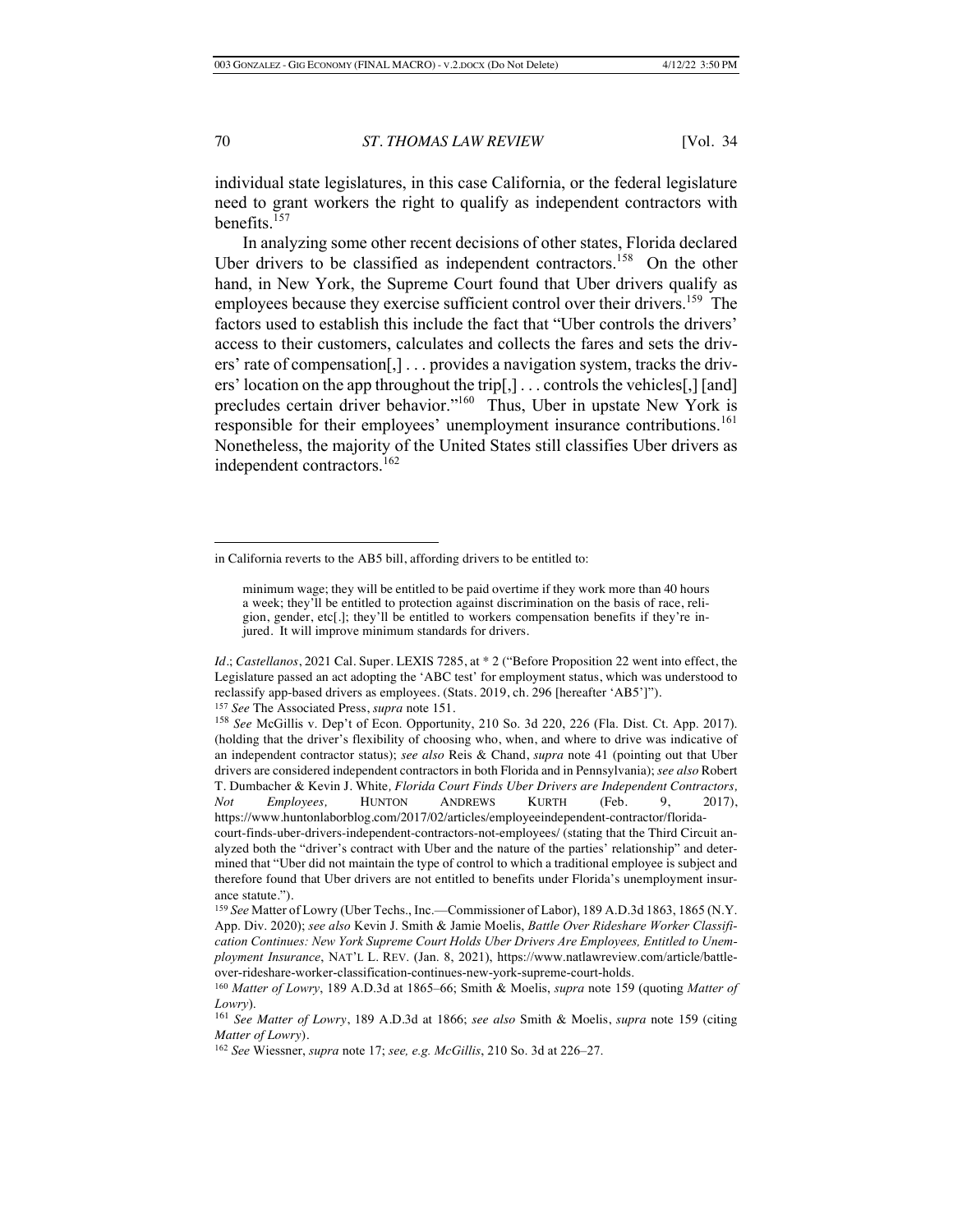individual state legislatures, in this case California, or the federal legislature need to grant workers the right to qualify as independent contractors with benefits.[157]

In analyzing some other recent decisions of other states, Florida declared Uber drivers to be classified as independent contractors.[158] On the other hand, in New York, the Supreme Court found that Uber drivers qualify as employees because they exercise sufficient control over their drivers.[159] The factors used to establish this include the fact that "Uber controls the drivers' access to their customers, calculates and collects the fares and sets the drivers' rate of compensation[,] . . . provides a navigation system, tracks the drivers' location on the app throughout the trip[,] . . . controls the vehicles[,] [and] precludes certain driver behavior."[160] Thus, Uber in upstate New York is responsible for their employees' unemployment insurance contributions.[161] Nonetheless, the majority of the United States still classifies Uber drivers as independent contractors.[162]

---

in California reverts to the AB5 bill, affording drivers to be entitled to:

> minimum wage; they will be entitled to be paid overtime if they work more than 40 hours a week; they'll be entitled to protection against discrimination on the basis of race, religion, gender, etc[.]; they'll be entitled to workers compensation benefits if they're injured. It will improve minimum standards for drivers.

*Id.*; *Castellanos*, 2021 Cal. Super. LEXIS 7285, at * 2 ("Before Proposition 22 went into effect, the Legislature passed an act adopting the 'ABC test' for employment status, which was understood to reclassify app-based drivers as employees. (Stats. 2019, ch. 296 [hereafter 'AB5']").

[157] *See* The Associated Press, *supra* note 151.

[158] *See* McGillis v. Dep't of Econ. Opportunity, 210 So. 3d 220, 226 (Fla. Dist. Ct. App. 2017). (holding that the driver's flexibility of choosing who, when, and where to drive was indicative of an independent contractor status); *see also* Reis & Chand, *supra* note 41 (pointing out that Uber drivers are considered independent contractors in both Florida and in Pennsylvania); *see also* Robert T. Dumbacher & Kevin J. White*, Florida Court Finds Uber Drivers are Independent Contractors, Not Employees,* HUNTON ANDREWS KURTH (Feb. 9, 2017), https://www.huntonlaborblog.com/2017/02/articles/employeeindependent-contractor/florida-court-finds-uber-drivers-independent-contractors-not-employees/ (stating that the Third Circuit analyzed both the "driver's contract with Uber and the nature of the parties' relationship" and determined that "Uber did not maintain the type of control to which a traditional employee is subject and therefore found that Uber drivers are not entitled to benefits under Florida's unemployment insurance statute.").

[159] *See* Matter of Lowry (Uber Techs., Inc.—Commissioner of Labor), 189 A.D.3d 1863, 1865 (N.Y. App. Div. 2020); *see also* Kevin J. Smith & Jamie Moelis, *Battle Over Rideshare Worker Classification Continues: New York Supreme Court Holds Uber Drivers Are Employees, Entitled to Unemployment Insurance*, NAT'L L. REV. (Jan. 8, 2021), https://www.natlawreview.com/article/battle-over-rideshare-worker-classification-continues-new-york-supreme-court-holds.

[160] *Matter of Lowry*, 189 A.D.3d at 1865–66; Smith & Moelis, *supra* note 159 (quoting *Matter of Lowry*).

[161] *See Matter of Lowry*, 189 A.D.3d at 1866; *see also* Smith & Moelis, *supra* note 159 (citing *Matter of Lowry*).

[162] *See* Wiessner, *supra* note 17; *see, e.g. McGillis*, 210 So. 3d at 226–27.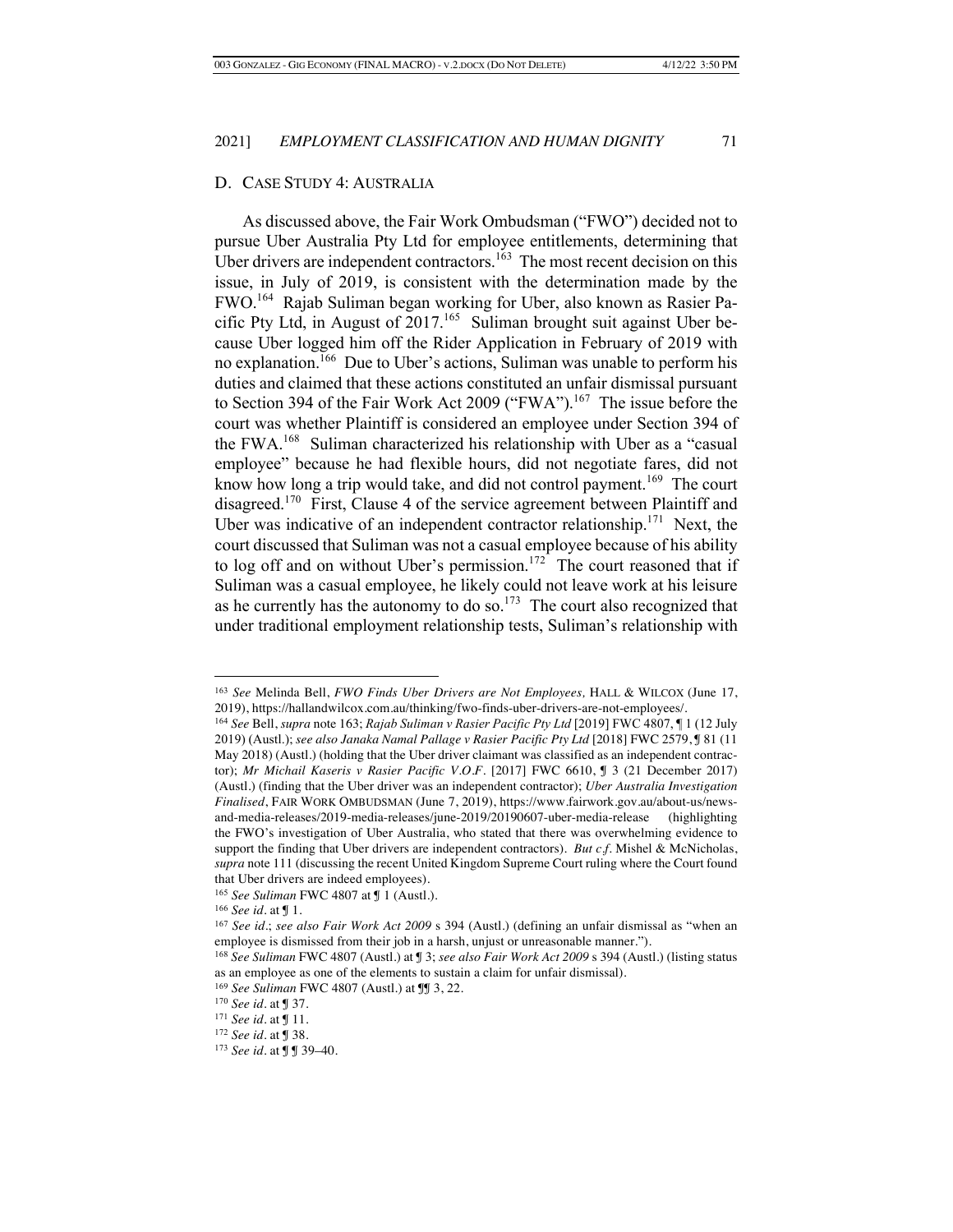## D. Case Study 4: Australia

As discussed above, the Fair Work Ombudsman ("FWO") decided not to pursue Uber Australia Pty Ltd for employee entitlements, determining that Uber drivers are independent contractors.[163] The most recent decision on this issue, in July of 2019, is consistent with the determination made by the FWO.[164] Rajab Suliman began working for Uber, also known as Rasier Pacific Pty Ltd, in August of 2017.[165] Suliman brought suit against Uber because Uber logged him off the Rider Application in February of 2019 with no explanation.[166] Due to Uber's actions, Suliman was unable to perform his duties and claimed that these actions constituted an unfair dismissal pursuant to Section 394 of the Fair Work Act 2009 ("FWA").[167] The issue before the court was whether Plaintiff is considered an employee under Section 394 of the FWA.[168] Suliman characterized his relationship with Uber as a "casual employee" because he had flexible hours, did not negotiate fares, did not know how long a trip would take, and did not control payment.[169] The court disagreed.[170] First, Clause 4 of the service agreement between Plaintiff and Uber was indicative of an independent contractor relationship.[171] Next, the court discussed that Suliman was not a casual employee because of his ability to log off and on without Uber's permission.[172] The court reasoned that if Suliman was a casual employee, he likely could not leave work at his leisure as he currently has the autonomy to do so.[173] The court also recognized that under traditional employment relationship tests, Suliman's relationship with

---

[163] *See* Melinda Bell, *FWO Finds Uber Drivers are Not Employees*, HALL & WILCOX (June 17, 2019), https://hallandwilcox.com.au/thinking/fwo-finds-uber-drivers-are-not-employees/.

[164] *See* Bell, *supra* note 163; *Rajab Suliman v Rasier Pacific Pty Ltd* [2019] FWC 4807, ¶ 1 (12 July 2019) (Austl.); *see also Janaka Namal Pallage v Rasier Pacific Pty Ltd* [2018] FWC 2579, ¶ 81 (11 May 2018) (Austl.) (holding that the Uber driver claimant was classified as an independent contractor); *Mr Michail Kaseris v Rasier Pacific V.O.F.* [2017] FWC 6610, ¶ 3 (21 December 2017) (Austl.) (finding that the Uber driver was an independent contractor); *Uber Australia Investigation Finalised*, FAIR WORK OMBUDSMAN (June 7, 2019), https://www.fairwork.gov.au/about-us/news-and-media-releases/2019-media-releases/june-2019/20190607-uber-media-release (highlighting the FWO's investigation of Uber Australia, who stated that there was overwhelming evidence to support the finding that Uber drivers are independent contractors). *But c.f.* Mishel & McNicholas, *supra* note 111 (discussing the recent United Kingdom Supreme Court ruling where the Court found that Uber drivers are indeed employees).

[165] *See Suliman* FWC 4807 at ¶ 1 (Austl.).

[166] *See id.* at ¶ 1.

[167] *See id.*; *see also Fair Work Act 2009* s 394 (Austl.) (defining an unfair dismissal as "when an employee is dismissed from their job in a harsh, unjust or unreasonable manner.").

[168] *See Suliman* FWC 4807 (Austl.) at ¶ 3; *see also Fair Work Act 2009* s 394 (Austl.) (listing status as an employee as one of the elements to sustain a claim for unfair dismissal).

[169] *See Suliman* FWC 4807 (Austl.) at ¶¶ 3, 22.

[170] *See id.* at ¶ 37.

[171] *See id.* at ¶ 11.

[172] *See id.* at ¶ 38.

[173] *See id.* at ¶ ¶ 39–40.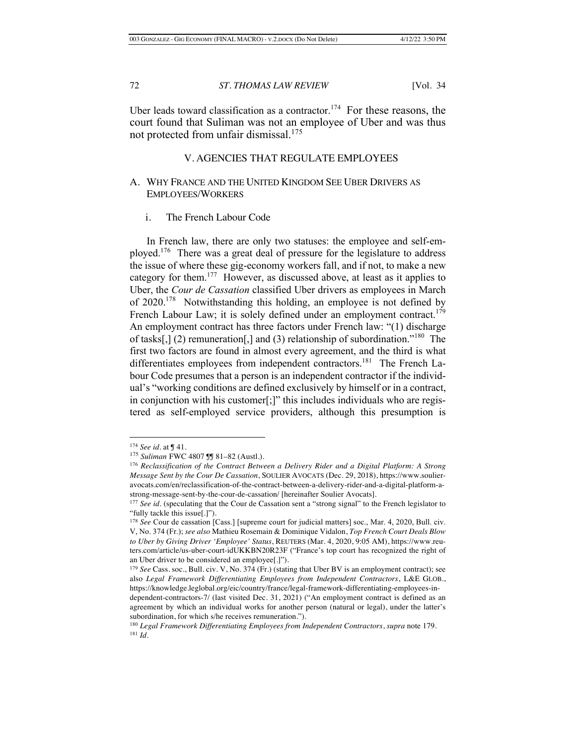Uber leads toward classification as a contractor.[174] For these reasons, the court found that Suliman was not an employee of Uber and was thus not protected from unfair dismissal.[175]

## V. AGENCIES THAT REGULATE EMPLOYEES

### A. WHY FRANCE AND THE UNITED KINGDOM SEE UBER DRIVERS AS EMPLOYEES/WORKERS

#### i. The French Labour Code

In French law, there are only two statuses: the employee and self-employed.[176] There was a great deal of pressure for the legislature to address the issue of where these gig-economy workers fall, and if not, to make a new category for them.[177] However, as discussed above, at least as it applies to Uber, the *Cour de Cassation* classified Uber drivers as employees in March of 2020.[178] Notwithstanding this holding, an employee is not defined by French Labour Law; it is solely defined under an employment contract.[179] An employment contract has three factors under French law: "(1) discharge of tasks[,] (2) remuneration[,] and (3) relationship of subordination."[180] The first two factors are found in almost every agreement, and the third is what differentiates employees from independent contractors.[181] The French Labour Code presumes that a person is an independent contractor if the individual's "working conditions are defined exclusively by himself or in a contract, in conjunction with his customer[;]" this includes individuals who are registered as self-employed service providers, although this presumption is

---

[174] *See id.* at ¶ 41.

[175] *Suliman* FWC 4807 ¶¶ 81–82 (Austl.).

[176] *Reclassification of the Contract Between a Delivery Rider and a Digital Platform: A Strong Message Sent by the Cour De Cassation*, SOULIER AVOCATS (Dec. 29, 2018), https://www.soulier-avocats.com/en/reclassification-of-the-contract-between-a-delivery-rider-and-a-digital-platform-a-strong-message-sent-by-the-cour-de-cassation/ [hereinafter Soulier Avocats].

[177] *See id.* (speculating that the Cour de Cassation sent a "strong signal" to the French legislator to "fully tackle this issue[.]").

[178] *See* Cour de cassation [Cass.] [supreme court for judicial matters] soc., Mar. 4, 2020, Bull. civ. V, No. 374 (Fr.); *see also* Mathieu Rosemain & Dominique Vidalon, *Top French Court Deals Blow to Uber by Giving Driver 'Employee' Status*, REUTERS (Mar. 4, 2020, 9:05 AM), https://www.reuters.com/article/us-uber-court-idUKKBN20R23F ("France's top court has recognized the right of an Uber driver to be considered an employee[.]").

[179] *See* Cass. soc., Bull. civ. V, No. 374 (Fr.) (stating that Uber BV is an employment contract); see also *Legal Framework Differentiating Employees from Independent Contractors*, L&E GLOB., https://knowledge.leglobal.org/eic/country/france/legal-framework-differentiating-employees-independent-contractors-7/ (last visited Dec. 31, 2021) ("An employment contract is defined as an agreement by which an individual works for another person (natural or legal), under the latter's subordination, for which s/he receives remuneration.").

[180] *Legal Framework Differentiating Employees from Independent Contractors*, *supra* note 179.

[181] *Id.*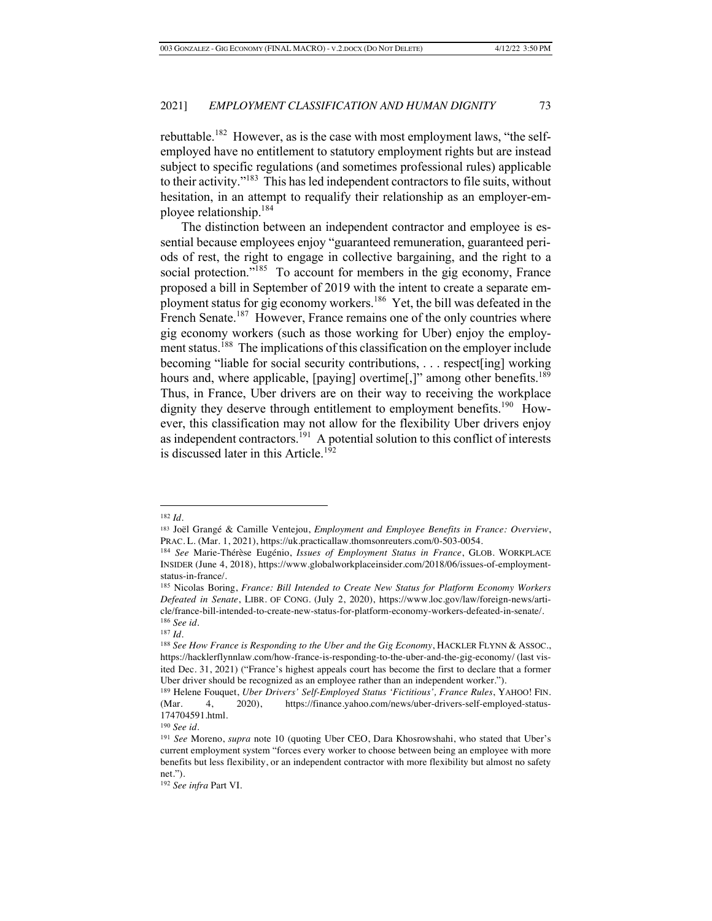rebuttable.[182] However, as is the case with most employment laws, "the self-employed have no entitlement to statutory employment rights but are instead subject to specific regulations (and sometimes professional rules) applicable to their activity."[183] This has led independent contractors to file suits, without hesitation, in an attempt to requalify their relationship as an employer-employee relationship.[184]

The distinction between an independent contractor and employee is essential because employees enjoy "guaranteed remuneration, guaranteed periods of rest, the right to engage in collective bargaining, and the right to a social protection."[185] To account for members in the gig economy, France proposed a bill in September of 2019 with the intent to create a separate employment status for gig economy workers.[186] Yet, the bill was defeated in the French Senate.[187] However, France remains one of the only countries where gig economy workers (such as those working for Uber) enjoy the employment status.[188] The implications of this classification on the employer include becoming "liable for social security contributions, . . . respect[ing] working hours and, where applicable, [paying] overtime[,]" among other benefits.[189] Thus, in France, Uber drivers are on their way to receiving the workplace dignity they deserve through entitlement to employment benefits.[190] However, this classification may not allow for the flexibility Uber drivers enjoy as independent contractors.[191] A potential solution to this conflict of interests is discussed later in this Article.[192]

---

[182] *Id.*

[183] Joël Grangé & Camille Ventejou, *Employment and Employee Benefits in France: Overview*, PRAC. L. (Mar. 1, 2021), https://uk.practicallaw.thomsonreuters.com/0-503-0054.

[184] *See* Marie-Thérèse Eugénio, *Issues of Employment Status in France*, GLOB. WORKPLACE INSIDER (June 4, 2018), https://www.globalworkplaceinsider.com/2018/06/issues-of-employment-status-in-france/.

[185] Nicolas Boring, *France: Bill Intended to Create New Status for Platform Economy Workers Defeated in Senate*, LIBR. OF CONG. (July 2, 2020), https://www.loc.gov/law/foreign-news/article/france-bill-intended-to-create-new-status-for-platform-economy-workers-defeated-in-senate/.

[186] *See id.*

[187] *Id.*

[188] *See How France is Responding to the Uber and the Gig Economy*, HACKLER FLYNN & ASSOC., https://hacklerflynnlaw.com/how-france-is-responding-to-the-uber-and-the-gig-economy/ (last visited Dec. 31, 2021) ("France's highest appeals court has become the first to declare that a former Uber driver should be recognized as an employee rather than an independent worker.").

[189] Helene Fouquet, *Uber Drivers' Self-Employed Status 'Fictitious', France Rules*, YAHOO! FIN. (Mar. 4, 2020), https://finance.yahoo.com/news/uber-drivers-self-employed-status-174704591.html.

[190] *See id.*

[191] *See* Moreno, *supra* note 10 (quoting Uber CEO, Dara Khosrowshahi, who stated that Uber's current employment system "forces every worker to choose between being an employee with more benefits but less flexibility, or an independent contractor with more flexibility but almost no safety net.").

[192] *See infra* Part VI.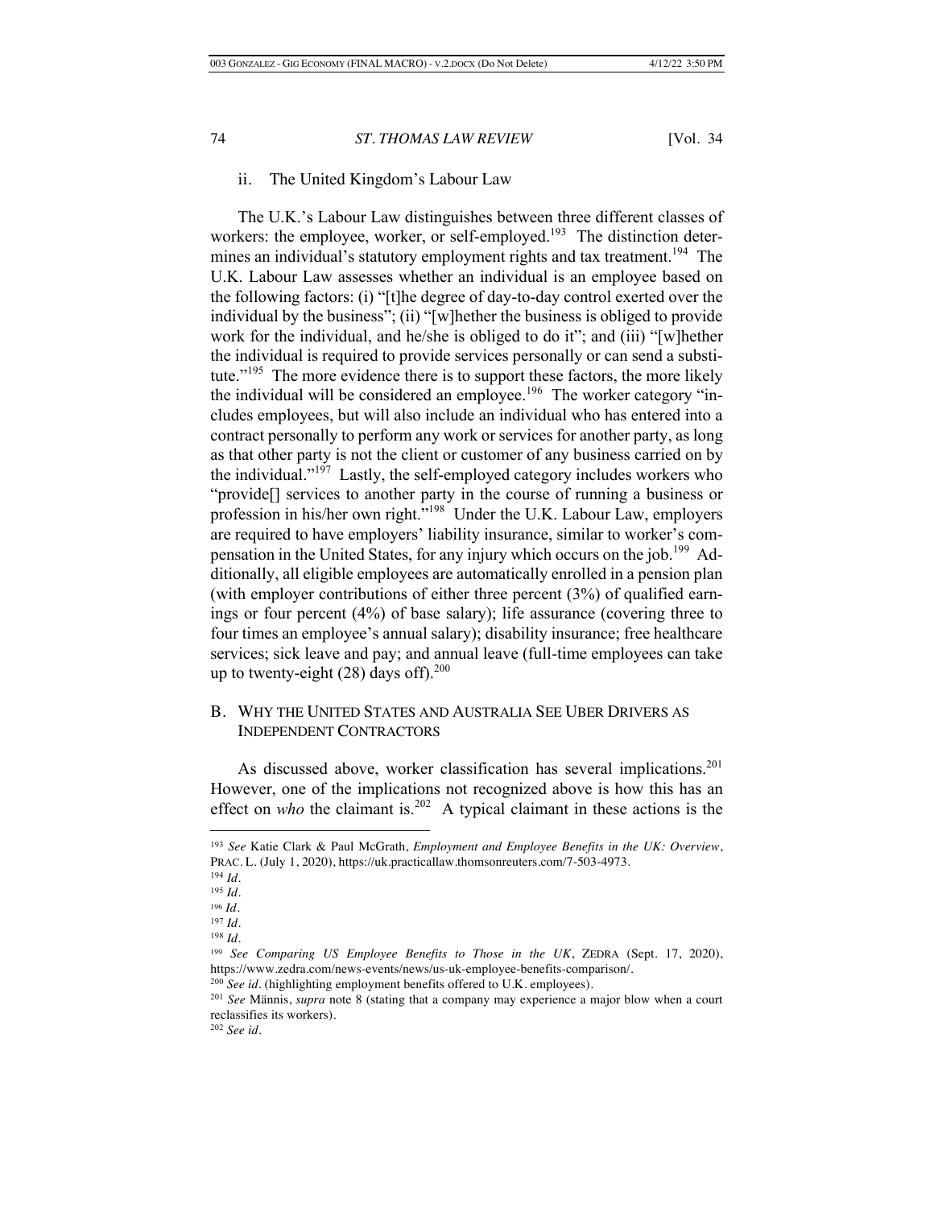### ii. The United Kingdom's Labour Law

The U.K.'s Labour Law distinguishes between three different classes of workers: the employee, worker, or self-employed.[193] The distinction determines an individual's statutory employment rights and tax treatment.[194] The U.K. Labour Law assesses whether an individual is an employee based on the following factors: (i) "[t]he degree of day-to-day control exerted over the individual by the business"; (ii) "[w]hether the business is obliged to provide work for the individual, and he/she is obliged to do it"; and (iii) "[w]hether the individual is required to provide services personally or can send a substitute."[195] The more evidence there is to support these factors, the more likely the individual will be considered an employee.[196] The worker category "includes employees, but will also include an individual who has entered into a contract personally to perform any work or services for another party, as long as that other party is not the client or customer of any business carried on by the individual."[197] Lastly, the self-employed category includes workers who "provide[] services to another party in the course of running a business or profession in his/her own right."[198] Under the U.K. Labour Law, employers are required to have employers' liability insurance, similar to worker's compensation in the United States, for any injury which occurs on the job.[199] Additionally, all eligible employees are automatically enrolled in a pension plan (with employer contributions of either three percent (3%) of qualified earnings or four percent (4%) of base salary); life assurance (covering three to four times an employee's annual salary); disability insurance; free healthcare services; sick leave and pay; and annual leave (full-time employees can take up to twenty-eight (28) days off).[200]

## B. Why the United States and Australia See Uber Drivers as Independent Contractors

As discussed above, worker classification has several implications.[201] However, one of the implications not recognized above is how this has an effect on *who* the claimant is.[202] A typical claimant in these actions is the

---

[193] *See* Katie Clark & Paul McGrath, *Employment and Employee Benefits in the UK: Overview*, PRAC. L. (July 1, 2020), https://uk.practicallaw.thomsonreuters.com/7-503-4973.

[194] *Id.*

[195] *Id.*

[196] *Id.*

[197] *Id.*

[198] *Id.*

[199] *See Comparing US Employee Benefits to Those in the UK*, ZEDRA (Sept. 17, 2020), https://www.zedra.com/news-events/news/us-uk-employee-benefits-comparison/.

[200] *See id.* (highlighting employment benefits offered to U.K. employees).

[201] *See* Männis, *supra* note 8 (stating that a company may experience a major blow when a court reclassifies its workers).

[202] *See id.*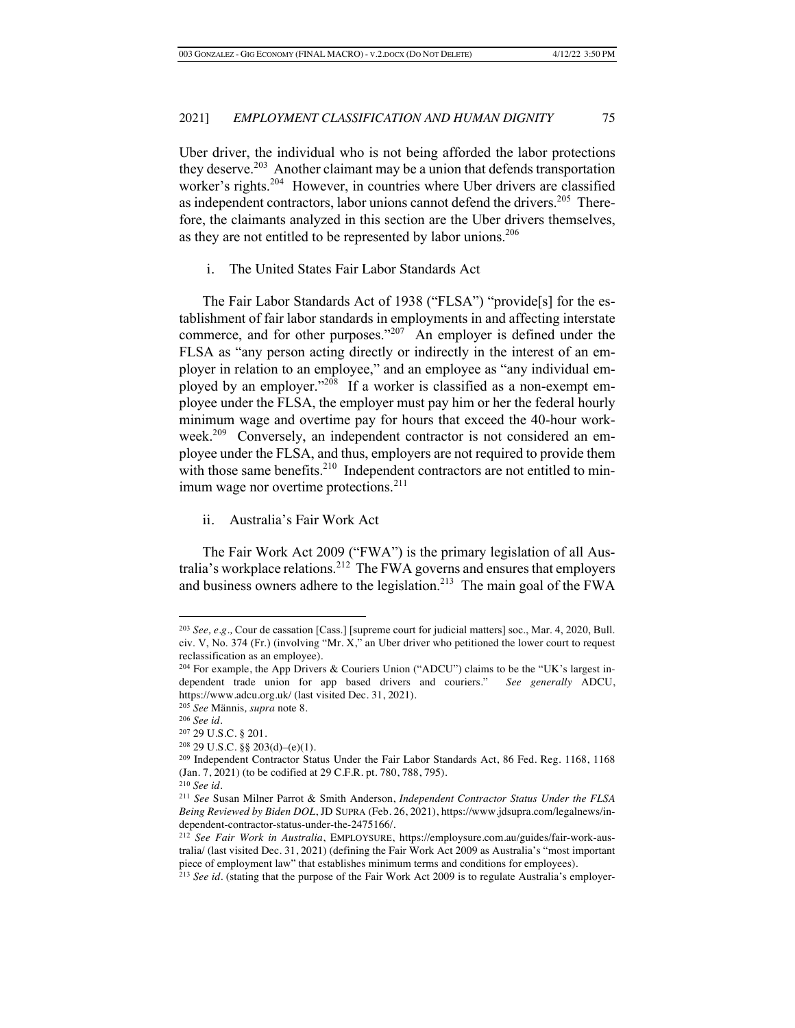Uber driver, the individual who is not being afforded the labor protections they deserve.[203] Another claimant may be a union that defends transportation worker's rights.[204] However, in countries where Uber drivers are classified as independent contractors, labor unions cannot defend the drivers.[205] Therefore, the claimants analyzed in this section are the Uber drivers themselves, as they are not entitled to be represented by labor unions.[206]

i. The United States Fair Labor Standards Act

The Fair Labor Standards Act of 1938 ("FLSA") "provide[s] for the establishment of fair labor standards in employments in and affecting interstate commerce, and for other purposes."[207] An employer is defined under the FLSA as "any person acting directly or indirectly in the interest of an employer in relation to an employee," and an employee as "any individual employed by an employer."[208] If a worker is classified as a non-exempt employee under the FLSA, the employer must pay him or her the federal hourly minimum wage and overtime pay for hours that exceed the 40-hour workweek.[209] Conversely, an independent contractor is not considered an employee under the FLSA, and thus, employers are not required to provide them with those same benefits.[210] Independent contractors are not entitled to minimum wage nor overtime protections.[211]

ii. Australia's Fair Work Act

The Fair Work Act 2009 ("FWA") is the primary legislation of all Australia's workplace relations.[212] The FWA governs and ensures that employers and business owners adhere to the legislation.[213] The main goal of the FWA

---

[203] *See, e.g.*, Cour de cassation [Cass.] [supreme court for judicial matters] soc., Mar. 4, 2020, Bull. civ. V, No. 374 (Fr.) (involving "Mr. X," an Uber driver who petitioned the lower court to request reclassification as an employee).

[204] For example, the App Drivers & Couriers Union ("ADCU") claims to be the "UK's largest independent trade union for app based drivers and couriers." *See generally* ADCU, https://www.adcu.org.uk/ (last visited Dec. 31, 2021).

[205] *See* Männis, *supra* note 8.

[206] *See id.*

[207] 29 U.S.C. § 201.

[208] 29 U.S.C. §§ 203(d)–(e)(1).

[209] Independent Contractor Status Under the Fair Labor Standards Act, 86 Fed. Reg. 1168, 1168 (Jan. 7, 2021) (to be codified at 29 C.F.R. pt. 780, 788, 795).

[210] *See id.*

[211] *See* Susan Milner Parrot & Smith Anderson, *Independent Contractor Status Under the FLSA Being Reviewed by Biden DOL*, JD SUPRA (Feb. 26, 2021), https://www.jdsupra.com/legalnews/independent-contractor-status-under-the-2475166/.

[212] *See Fair Work in Australia*, EMPLOYSURE, https://employsure.com.au/guides/fair-work-australia/ (last visited Dec. 31, 2021) (defining the Fair Work Act 2009 as Australia's "most important piece of employment law" that establishes minimum terms and conditions for employees).

[213] *See id.* (stating that the purpose of the Fair Work Act 2009 is to regulate Australia's employer-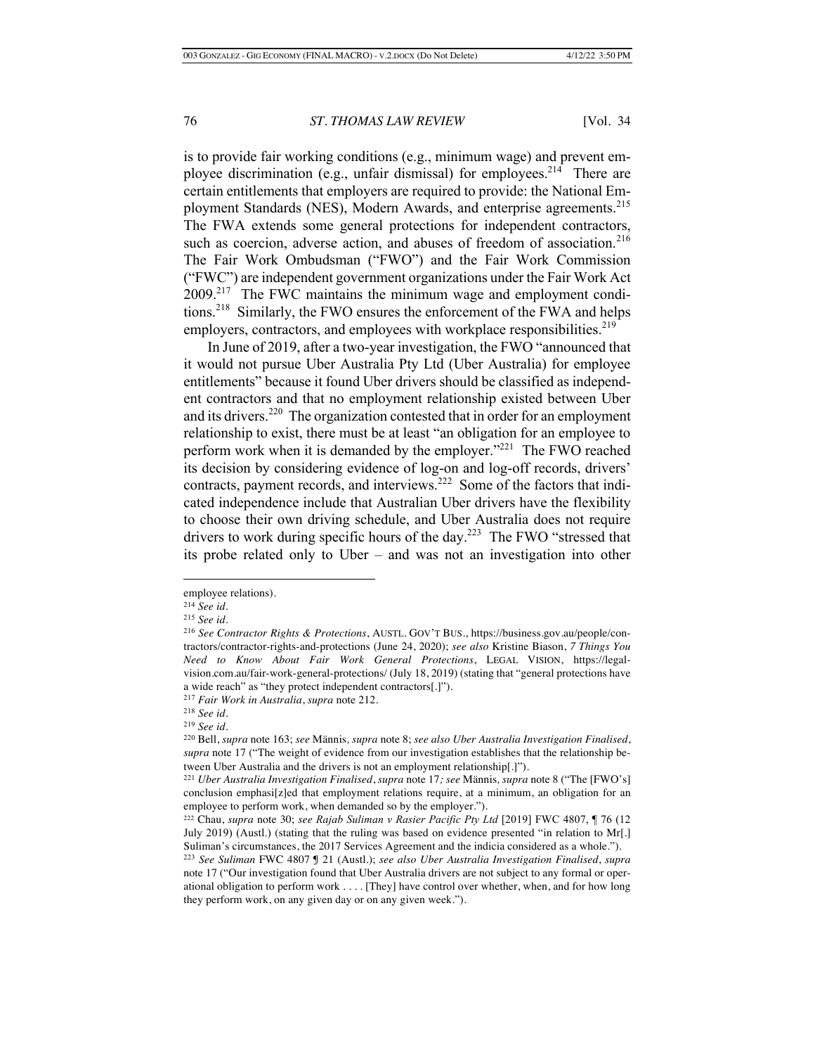is to provide fair working conditions (e.g., minimum wage) and prevent employee discrimination (e.g., unfair dismissal) for employees.[214] There are certain entitlements that employers are required to provide: the National Employment Standards (NES), Modern Awards, and enterprise agreements.[215] The FWA extends some general protections for independent contractors, such as coercion, adverse action, and abuses of freedom of association.[216] The Fair Work Ombudsman ("FWO") and the Fair Work Commission ("FWC") are independent government organizations under the Fair Work Act 2009.[217] The FWC maintains the minimum wage and employment conditions.[218] Similarly, the FWO ensures the enforcement of the FWA and helps employers, contractors, and employees with workplace responsibilities.[219]

In June of 2019, after a two-year investigation, the FWO "announced that it would not pursue Uber Australia Pty Ltd (Uber Australia) for employee entitlements" because it found Uber drivers should be classified as independent contractors and that no employment relationship existed between Uber and its drivers.[220] The organization contested that in order for an employment relationship to exist, there must be at least "an obligation for an employee to perform work when it is demanded by the employer."[221] The FWO reached its decision by considering evidence of log-on and log-off records, drivers' contracts, payment records, and interviews.[222] Some of the factors that indicated independence include that Australian Uber drivers have the flexibility to choose their own driving schedule, and Uber Australia does not require drivers to work during specific hours of the day.[223] The FWO "stressed that its probe related only to Uber – and was not an investigation into other

---

employee relations).

[214] *See id.*

[215] *See id.*

[216] *See Contractor Rights & Protections*, AUSTL. GOV'T BUS., https://business.gov.au/people/contractors/contractor-rights-and-protections (June 24, 2020); *see also* Kristine Biason, *7 Things You Need to Know About Fair Work General Protections*, LEGAL VISION, https://legalvision.com.au/fair-work-general-protections/ (July 18, 2019) (stating that "general protections have a wide reach" as "they protect independent contractors[.]").

[217] *Fair Work in Australia*, *supra* note 212.

[218] *See id.*

[219] *See id.*

[220] Bell, *supra* note 163; *see* Männis, *supra* note 8; *see also Uber Australia Investigation Finalised*, *supra* note 17 ("The weight of evidence from our investigation establishes that the relationship between Uber Australia and the drivers is not an employment relationship[.]").

[221] *Uber Australia Investigation Finalised*, *supra* note 17*; see* Männis, *supra* note 8 ("The [FWO's] conclusion emphasi[z]ed that employment relations require, at a minimum, an obligation for an employee to perform work, when demanded so by the employer.").

[222] Chau, *supra* note 30; *see Rajab Suliman v Rasier Pacific Pty Ltd* [2019] FWC 4807, ¶ 76 (12 July 2019) (Austl.) (stating that the ruling was based on evidence presented "in relation to Mr[.] Suliman's circumstances, the 2017 Services Agreement and the indicia considered as a whole.").

[223] *See Suliman* FWC 4807 ¶ 21 (Austl.); *see also Uber Australia Investigation Finalised*, *supra* note 17 ("Our investigation found that Uber Australia drivers are not subject to any formal or operational obligation to perform work . . . . [They] have control over whether, when, and for how long they perform work, on any given day or on any given week.").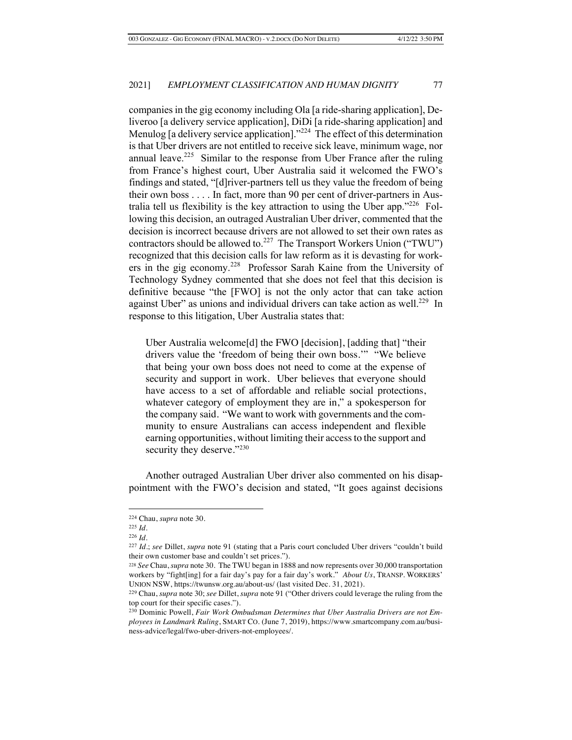companies in the gig economy including Ola [a ride-sharing application], Deliveroo [a delivery service application], DiDi [a ride-sharing application] and Menulog [a delivery service application]."[224] The effect of this determination is that Uber drivers are not entitled to receive sick leave, minimum wage, nor annual leave.[225] Similar to the response from Uber France after the ruling from France's highest court, Uber Australia said it welcomed the FWO's findings and stated, "[d]river-partners tell us they value the freedom of being their own boss . . . . In fact, more than 90 per cent of driver-partners in Australia tell us flexibility is the key attraction to using the Uber app."[226] Following this decision, an outraged Australian Uber driver, commented that the decision is incorrect because drivers are not allowed to set their own rates as contractors should be allowed to.[227] The Transport Workers Union ("TWU") recognized that this decision calls for law reform as it is devasting for workers in the gig economy.[228] Professor Sarah Kaine from the University of Technology Sydney commented that she does not feel that this decision is definitive because "the [FWO] is not the only actor that can take action against Uber" as unions and individual drivers can take action as well.[229] In response to this litigation, Uber Australia states that:

> Uber Australia welcome[d] the FWO [decision], [adding that] "their drivers value the 'freedom of being their own boss.'" "We believe that being your own boss does not need to come at the expense of security and support in work. Uber believes that everyone should have access to a set of affordable and reliable social protections, whatever category of employment they are in," a spokesperson for the company said. "We want to work with governments and the community to ensure Australians can access independent and flexible earning opportunities, without limiting their access to the support and security they deserve."[230]

Another outraged Australian Uber driver also commented on his disappointment with the FWO's decision and stated, "It goes against decisions

---

[224] Chau, *supra* note 30.

[225] *Id.*

[226] *Id.*

[227] *Id.*; *see* Dillet, *supra* note 91 (stating that a Paris court concluded Uber drivers "couldn't build their own customer base and couldn't set prices.").

[228] *See* Chau, *supra* note 30. The TWU began in 1888 and now represents over 30,000 transportation workers by "fight[ing] for a fair day's pay for a fair day's work." *About Us*, TRANSP. WORKERS' UNION NSW, https://twunsw.org.au/about-us/ (last visited Dec. 31, 2021).

[229] Chau, *supra* note 30; *see* Dillet, *supra* note 91 ("Other drivers could leverage the ruling from the top court for their specific cases.").

[230] Dominic Powell, *Fair Work Ombudsman Determines that Uber Australia Drivers are not Employees in Landmark Ruling*, SMART CO. (June 7, 2019), https://www.smartcompany.com.au/business-advice/legal/fwo-uber-drivers-not-employees/.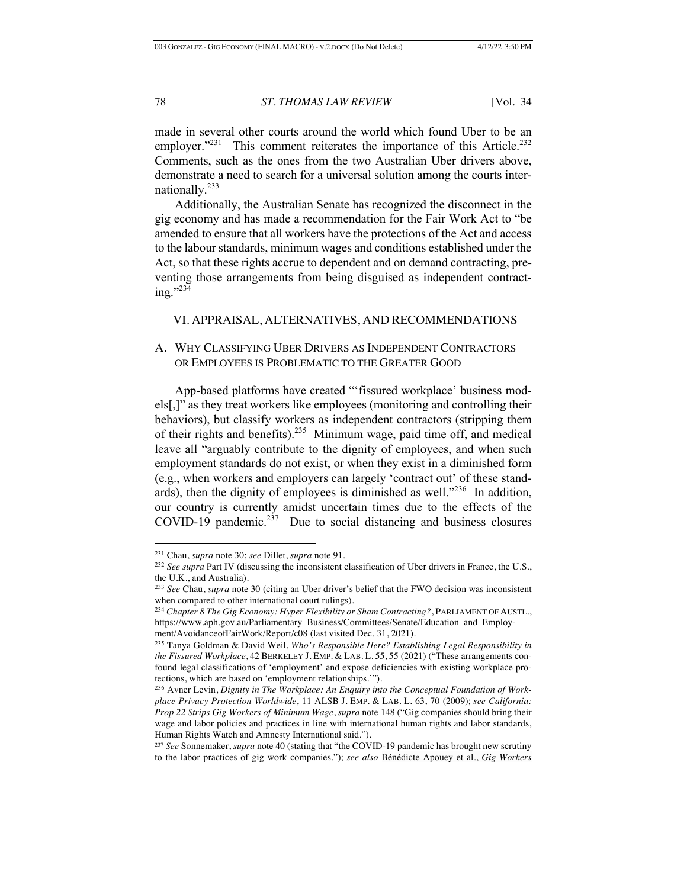made in several other courts around the world which found Uber to be an employer."[231] This comment reiterates the importance of this Article.[232] Comments, such as the ones from the two Australian Uber drivers above, demonstrate a need to search for a universal solution among the courts internationally.[233]

Additionally, the Australian Senate has recognized the disconnect in the gig economy and has made a recommendation for the Fair Work Act to "be amended to ensure that all workers have the protections of the Act and access to the labour standards, minimum wages and conditions established under the Act, so that these rights accrue to dependent and on demand contracting, preventing those arrangements from being disguised as independent contracting."[234]

## VI. APPRAISAL, ALTERNATIVES, AND RECOMMENDATIONS

### A. WHY CLASSIFYING UBER DRIVERS AS INDEPENDENT CONTRACTORS OR EMPLOYEES IS PROBLEMATIC TO THE GREATER GOOD

App-based platforms have created "'fissured workplace' business models[,]" as they treat workers like employees (monitoring and controlling their behaviors), but classify workers as independent contractors (stripping them of their rights and benefits).[235] Minimum wage, paid time off, and medical leave all "arguably contribute to the dignity of employees, and when such employment standards do not exist, or when they exist in a diminished form (e.g., when workers and employers can largely 'contract out' of these standards), then the dignity of employees is diminished as well."[236] In addition, our country is currently amidst uncertain times due to the effects of the COVID-19 pandemic.[237] Due to social distancing and business closures

---

[231] Chau, *supra* note 30; *see* Dillet, *supra* note 91.

[232] *See supra* Part IV (discussing the inconsistent classification of Uber drivers in France, the U.S., the U.K., and Australia).

[233] *See* Chau, *supra* note 30 (citing an Uber driver's belief that the FWO decision was inconsistent when compared to other international court rulings).

[234] *Chapter 8 The Gig Economy: Hyper Flexibility or Sham Contracting?*, PARLIAMENT OF AUSTL., https://www.aph.gov.au/Parliamentary_Business/Committees/Senate/Education_and_Employment/AvoidanceofFairWork/Report/c08 (last visited Dec. 31, 2021).

[235] Tanya Goldman & David Weil, *Who's Responsible Here? Establishing Legal Responsibility in the Fissured Workplace*, 42 BERKELEY J. EMP. & LAB. L. 55, 55 (2021) ("These arrangements confound legal classifications of 'employment' and expose deficiencies with existing workplace protections, which are based on 'employment relationships.'").

[236] Avner Levin, *Dignity in The Workplace: An Enquiry into the Conceptual Foundation of Workplace Privacy Protection Worldwide*, 11 ALSB J. EMP. & LAB. L. 63, 70 (2009); *see California: Prop 22 Strips Gig Workers of Minimum Wage*, *supra* note 148 ("Gig companies should bring their wage and labor policies and practices in line with international human rights and labor standards, Human Rights Watch and Amnesty International said.").

[237] *See* Sonnemaker, *supra* note 40 (stating that "the COVID-19 pandemic has brought new scrutiny to the labor practices of gig work companies."); *see also* Bénédicte Apouey et al., *Gig Workers*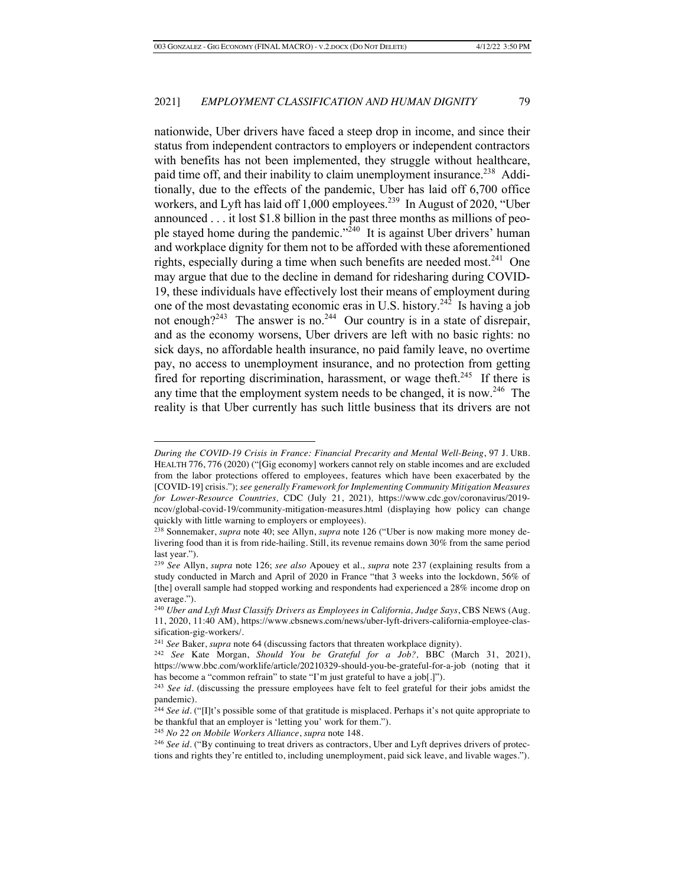nationwide, Uber drivers have faced a steep drop in income, and since their status from independent contractors to employers or independent contractors with benefits has not been implemented, they struggle without healthcare, paid time off, and their inability to claim unemployment insurance.[238] Additionally, due to the effects of the pandemic, Uber has laid off 6,700 office workers, and Lyft has laid off 1,000 employees.[239] In August of 2020, "Uber announced . . . it lost $1.8 billion in the past three months as millions of people stayed home during the pandemic."[240] It is against Uber drivers' human and workplace dignity for them not to be afforded with these aforementioned rights, especially during a time when such benefits are needed most.[241] One may argue that due to the decline in demand for ridesharing during COVID-19, these individuals have effectively lost their means of employment during one of the most devastating economic eras in U.S. history.[242] Is having a job not enough?[243] The answer is no.[244] Our country is in a state of disrepair, and as the economy worsens, Uber drivers are left with no basic rights: no sick days, no affordable health insurance, no paid family leave, no overtime pay, no access to unemployment insurance, and no protection from getting fired for reporting discrimination, harassment, or wage theft.[245] If there is any time that the employment system needs to be changed, it is now.[246] The reality is that Uber currently has such little business that its drivers are not

---

*During the COVID-19 Crisis in France: Financial Precarity and Mental Well-Being*, 97 J. URB. HEALTH 776, 776 (2020) ("[Gig economy] workers cannot rely on stable incomes and are excluded from the labor protections offered to employees, features which have been exacerbated by the [COVID-19] crisis."); *see generally Framework for Implementing Community Mitigation Measures for Lower-Resource Countries,* CDC (July 21, 2021), https://www.cdc.gov/coronavirus/2019-ncov/global-covid-19/community-mitigation-measures.html (displaying how policy can change quickly with little warning to employers or employees).

[238] Sonnemaker, *supra* note 40; see Allyn, *supra* note 126 ("Uber is now making more money delivering food than it is from ride-hailing. Still, its revenue remains down 30% from the same period last year.").

[239] *See* Allyn, *supra* note 126; *see also* Apouey et al., *supra* note 237 (explaining results from a study conducted in March and April of 2020 in France "that 3 weeks into the lockdown, 56% of [the] overall sample had stopped working and respondents had experienced a 28% income drop on average.").

[240] *Uber and Lyft Must Classify Drivers as Employees in California, Judge Says*, CBS NEWS (Aug. 11, 2020, 11:40 AM), https://www.cbsnews.com/news/uber-lyft-drivers-california-employee-classification-gig-workers/.

[241] *See* Baker, *supra* note 64 (discussing factors that threaten workplace dignity).

[242] *See* Kate Morgan, *Should You be Grateful for a Job?,* BBC (March 31, 2021), https://www.bbc.com/worklife/article/20210329-should-you-be-grateful-for-a-job (noting that it has become a "common refrain" to state "I'm just grateful to have a job[.]").

[243] *See id.* (discussing the pressure employees have felt to feel grateful for their jobs amidst the pandemic).

[244] *See id.* ("[I]t's possible some of that gratitude is misplaced. Perhaps it's not quite appropriate to be thankful that an employer is 'letting you' work for them.").

[245] *No 22 on Mobile Workers Alliance*, *supra* note 148.

[246] *See id.* ("By continuing to treat drivers as contractors, Uber and Lyft deprives drivers of protections and rights they're entitled to, including unemployment, paid sick leave, and livable wages.").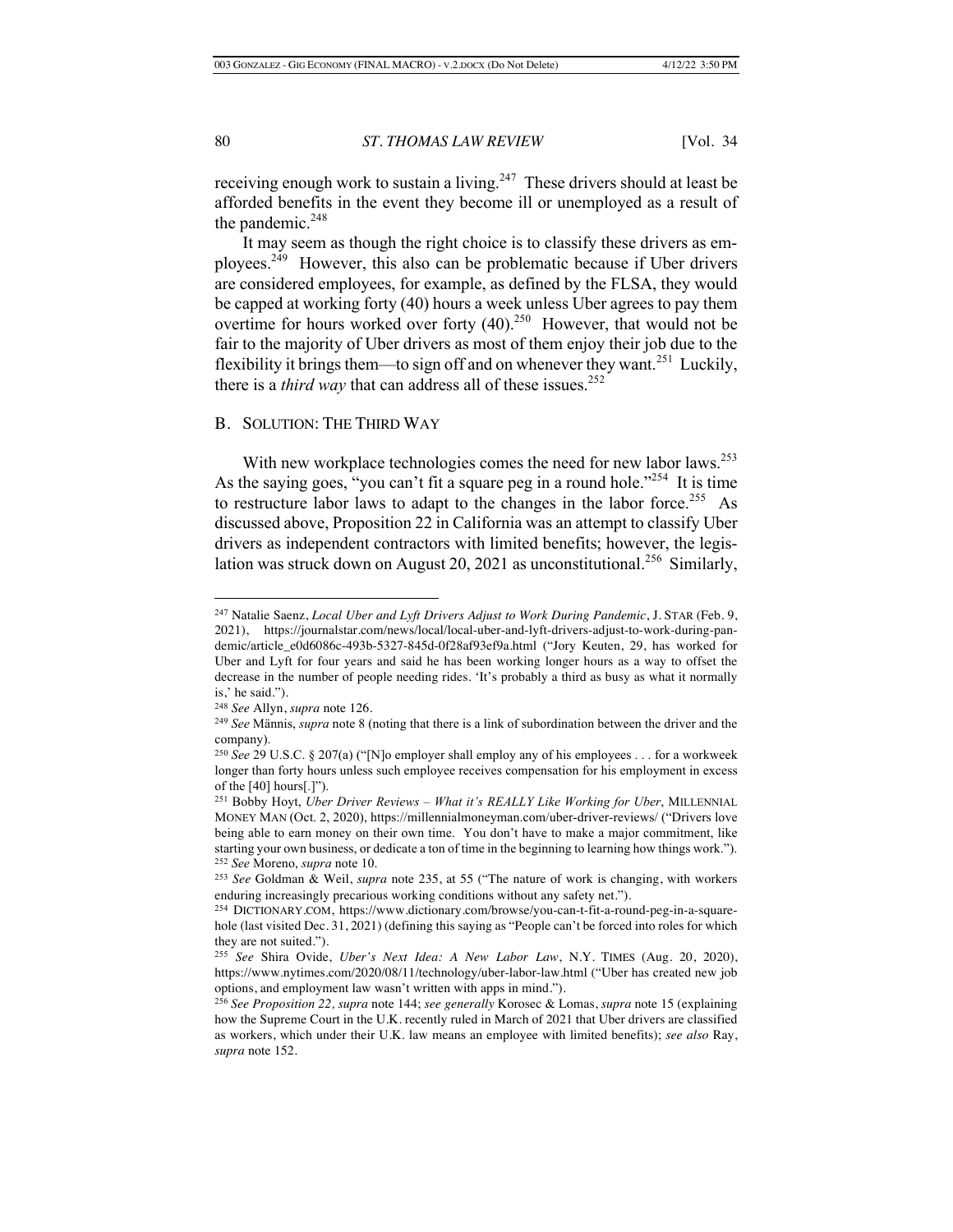receiving enough work to sustain a living.[247] These drivers should at least be afforded benefits in the event they become ill or unemployed as a result of the pandemic.[248]

It may seem as though the right choice is to classify these drivers as employees.[249] However, this also can be problematic because if Uber drivers are considered employees, for example, as defined by the FLSA, they would be capped at working forty (40) hours a week unless Uber agrees to pay them overtime for hours worked over forty (40).[250] However, that would not be fair to the majority of Uber drivers as most of them enjoy their job due to the flexibility it brings them—to sign off and on whenever they want.[251] Luckily, there is a *third way* that can address all of these issues.[252]

## B. Solution: The Third Way

With new workplace technologies comes the need for new labor laws.[253] As the saying goes, "you can't fit a square peg in a round hole."[254] It is time to restructure labor laws to adapt to the changes in the labor force.[255] As discussed above, Proposition 22 in California was an attempt to classify Uber drivers as independent contractors with limited benefits; however, the legislation was struck down on August 20, 2021 as unconstitutional.[256] Similarly,

---

[247] Natalie Saenz, *Local Uber and Lyft Drivers Adjust to Work During Pandemic*, J. Star (Feb. 9, 2021), https://journalstar.com/news/local/local-uber-and-lyft-drivers-adjust-to-work-during-pandemic/article_e0d6086c-493b-5327-845d-0f28af93ef9a.html ("Jory Keuten, 29, has worked for Uber and Lyft for four years and said he has been working longer hours as a way to offset the decrease in the number of people needing rides. 'It's probably a third as busy as what it normally is,' he said.").

[248] *See* Allyn, *supra* note 126.

[249] *See* Männis, *supra* note 8 (noting that there is a link of subordination between the driver and the company).

[250] *See* 29 U.S.C. § 207(a) ("[N]o employer shall employ any of his employees . . . for a workweek longer than forty hours unless such employee receives compensation for his employment in excess of the [40] hours[.]").

[251] Bobby Hoyt, *Uber Driver Reviews – What it's REALLY Like Working for Uber*, Millennial Money Man (Oct. 2, 2020), https://millennialmoneyman.com/uber-driver-reviews/ ("Drivers love being able to earn money on their own time. You don't have to make a major commitment, like starting your own business, or dedicate a ton of time in the beginning to learning how things work.").

[252] *See* Moreno, *supra* note 10.

[253] *See* Goldman & Weil, *supra* note 235, at 55 ("The nature of work is changing, with workers enduring increasingly precarious working conditions without any safety net.").

[254] Dictionary.com, https://www.dictionary.com/browse/you-can-t-fit-a-round-peg-in-a-square-hole (last visited Dec. 31, 2021) (defining this saying as "People can't be forced into roles for which they are not suited.").

[255] *See* Shira Ovide, *Uber's Next Idea: A New Labor Law*, N.Y. Times (Aug. 20, 2020), https://www.nytimes.com/2020/08/11/technology/uber-labor-law.html ("Uber has created new job options, and employment law wasn't written with apps in mind.").

[256] *See Proposition 22*, *supra* note 144; *see generally* Korosec & Lomas, *supra* note 15 (explaining how the Supreme Court in the U.K. recently ruled in March of 2021 that Uber drivers are classified as workers, which under their U.K. law means an employee with limited benefits); *see also* Ray, *supra* note 152.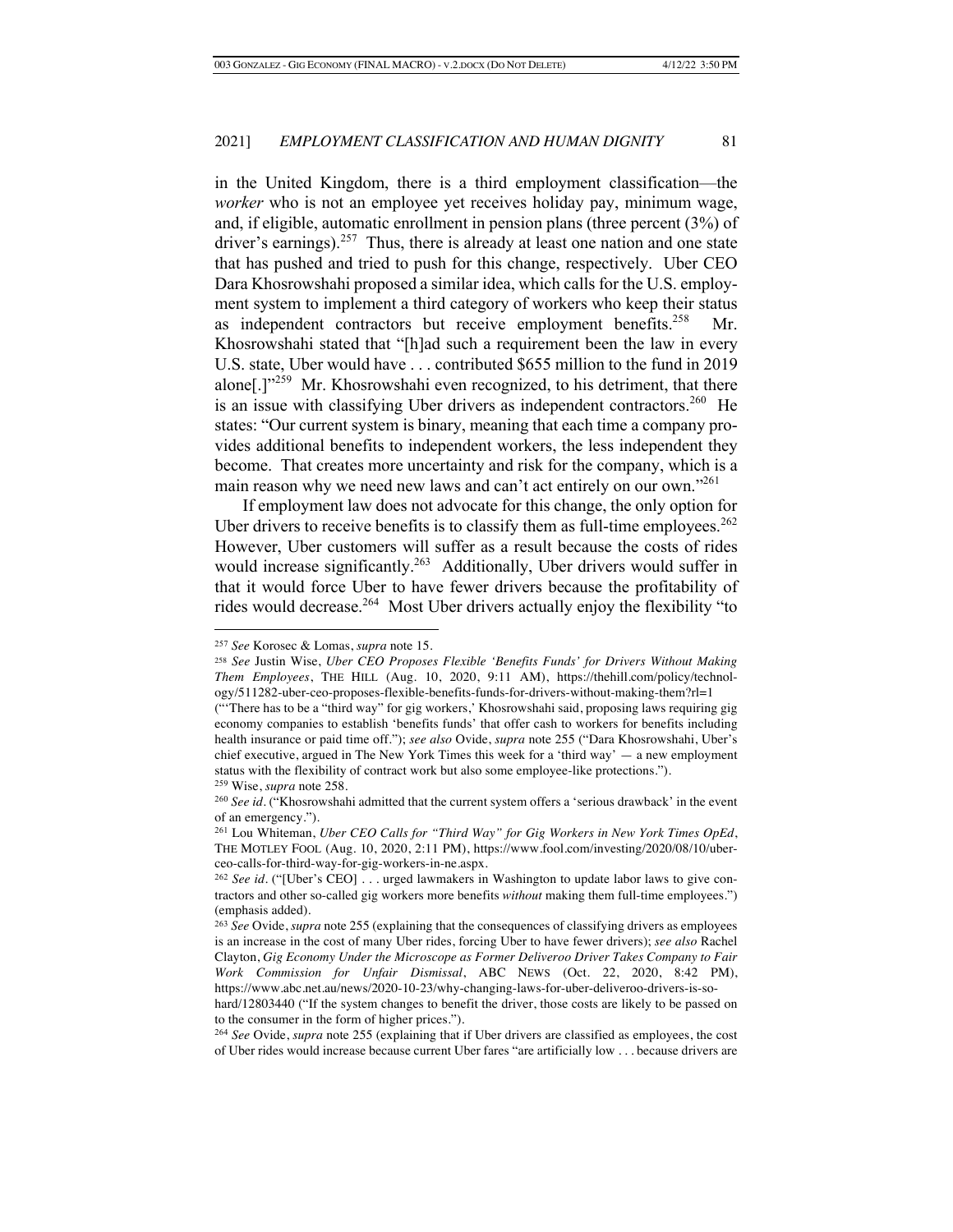in the United Kingdom, there is a third employment classification—the *worker* who is not an employee yet receives holiday pay, minimum wage, and, if eligible, automatic enrollment in pension plans (three percent (3%) of driver's earnings).[257] Thus, there is already at least one nation and one state that has pushed and tried to push for this change, respectively. Uber CEO Dara Khosrowshahi proposed a similar idea, which calls for the U.S. employment system to implement a third category of workers who keep their status as independent contractors but receive employment benefits.[258] Mr. Khosrowshahi stated that "[h]ad such a requirement been the law in every U.S. state, Uber would have . . . contributed $655 million to the fund in 2019 alone[.]"[259] Mr. Khosrowshahi even recognized, to his detriment, that there is an issue with classifying Uber drivers as independent contractors.[260] He states: "Our current system is binary, meaning that each time a company provides additional benefits to independent workers, the less independent they become. That creates more uncertainty and risk for the company, which is a main reason why we need new laws and can't act entirely on our own."[261]

If employment law does not advocate for this change, the only option for Uber drivers to receive benefits is to classify them as full-time employees.[262] However, Uber customers will suffer as a result because the costs of rides would increase significantly.[263] Additionally, Uber drivers would suffer in that it would force Uber to have fewer drivers because the profitability of rides would decrease.[264] Most Uber drivers actually enjoy the flexibility "to

---

[257] *See* Korosec & Lomas, *supra* note 15.

[258] *See* Justin Wise, *Uber CEO Proposes Flexible 'Benefits Funds' for Drivers Without Making Them Employees*, THE HILL (Aug. 10, 2020, 9:11 AM), https://thehill.com/policy/technology/511282-uber-ceo-proposes-flexible-benefits-funds-for-drivers-without-making-them?rl=1 ("'There has to be a "third way" for gig workers,' Khosrowshahi said, proposing laws requiring gig economy companies to establish 'benefits funds' that offer cash to workers for benefits including health insurance or paid time off."); *see also* Ovide, *supra* note 255 ("Dara Khosrowshahi, Uber's chief executive, argued in The New York Times this week for a 'third way' — a new employment status with the flexibility of contract work but also some employee-like protections.").

[259] Wise, *supra* note 258.

[260] *See id.* ("Khosrowshahi admitted that the current system offers a 'serious drawback' in the event of an emergency.").

[261] Lou Whiteman, *Uber CEO Calls for "Third Way" for Gig Workers in New York Times OpEd*, THE MOTLEY FOOL (Aug. 10, 2020, 2:11 PM), https://www.fool.com/investing/2020/08/10/uber-ceo-calls-for-third-way-for-gig-workers-in-ne.aspx.

[262] *See id.* ("[Uber's CEO] . . . urged lawmakers in Washington to update labor laws to give contractors and other so-called gig workers more benefits *without* making them full-time employees.") (emphasis added).

[263] *See* Ovide, *supra* note 255 (explaining that the consequences of classifying drivers as employees is an increase in the cost of many Uber rides, forcing Uber to have fewer drivers); *see also* Rachel Clayton, *Gig Economy Under the Microscope as Former Deliveroo Driver Takes Company to Fair Work Commission for Unfair Dismissal*, ABC NEWS (Oct. 22, 2020, 8:42 PM), https://www.abc.net.au/news/2020-10-23/why-changing-laws-for-uber-deliveroo-drivers-is-so-hard/12803440 ("If the system changes to benefit the driver, those costs are likely to be passed on to the consumer in the form of higher prices.").

[264] *See* Ovide, *supra* note 255 (explaining that if Uber drivers are classified as employees, the cost of Uber rides would increase because current Uber fares "are artificially low . . . because drivers are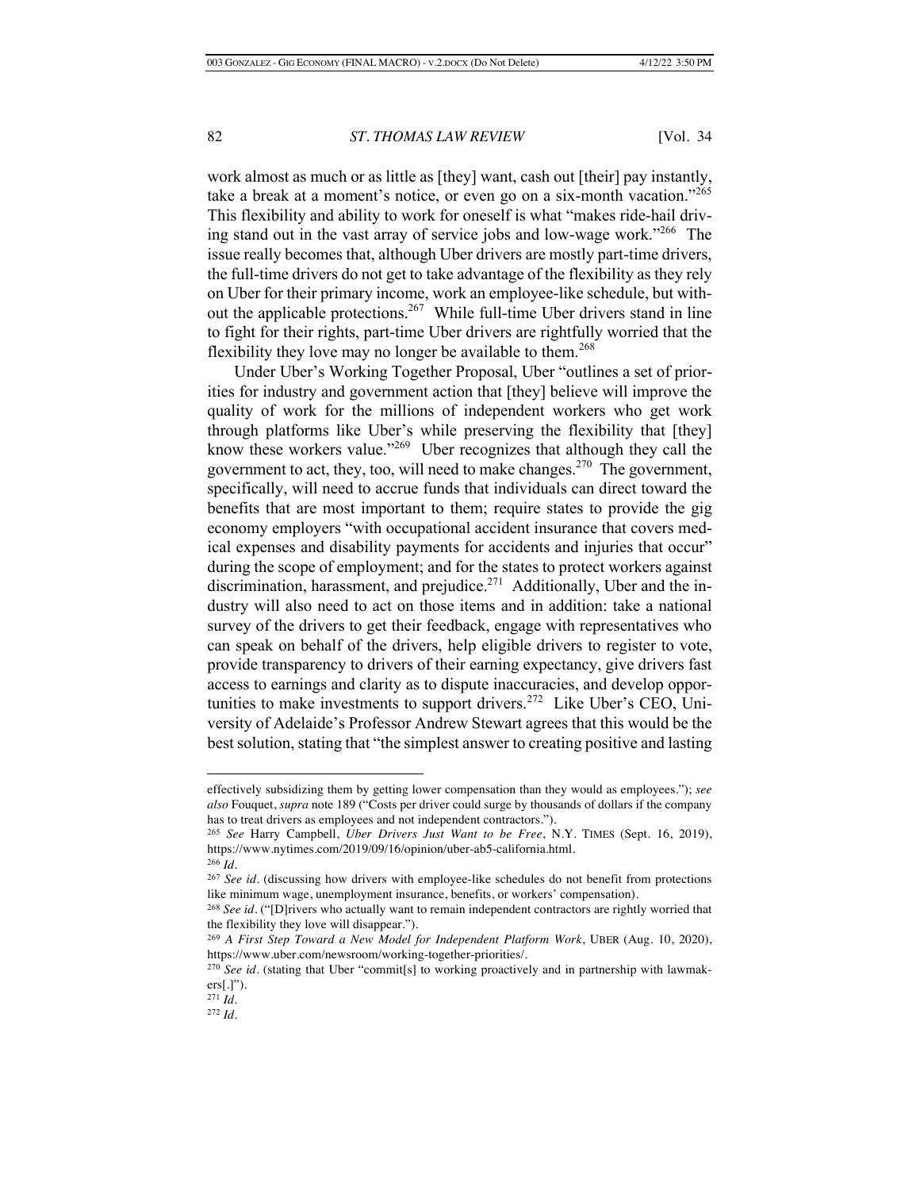work almost as much or as little as [they] want, cash out [their] pay instantly, take a break at a moment's notice, or even go on a six-month vacation."[265] This flexibility and ability to work for oneself is what "makes ride-hail driving stand out in the vast array of service jobs and low-wage work."[266] The issue really becomes that, although Uber drivers are mostly part-time drivers, the full-time drivers do not get to take advantage of the flexibility as they rely on Uber for their primary income, work an employee-like schedule, but without the applicable protections.[267] While full-time Uber drivers stand in line to fight for their rights, part-time Uber drivers are rightfully worried that the flexibility they love may no longer be available to them.[268]

Under Uber's Working Together Proposal, Uber "outlines a set of priorities for industry and government action that [they] believe will improve the quality of work for the millions of independent workers who get work through platforms like Uber's while preserving the flexibility that [they] know these workers value."[269] Uber recognizes that although they call the government to act, they, too, will need to make changes.[270] The government, specifically, will need to accrue funds that individuals can direct toward the benefits that are most important to them; require states to provide the gig economy employers "with occupational accident insurance that covers medical expenses and disability payments for accidents and injuries that occur" during the scope of employment; and for the states to protect workers against discrimination, harassment, and prejudice.[271] Additionally, Uber and the industry will also need to act on those items and in addition: take a national survey of the drivers to get their feedback, engage with representatives who can speak on behalf of the drivers, help eligible drivers to register to vote, provide transparency to drivers of their earning expectancy, give drivers fast access to earnings and clarity as to dispute inaccuracies, and develop opportunities to make investments to support drivers.[272] Like Uber's CEO, University of Adelaide's Professor Andrew Stewart agrees that this would be the best solution, stating that "the simplest answer to creating positive and lasting

---

effectively subsidizing them by getting lower compensation than they would as employees."); *see also* Fouquet, *supra* note 189 ("Costs per driver could surge by thousands of dollars if the company has to treat drivers as employees and not independent contractors.").

[265] *See* Harry Campbell, *Uber Drivers Just Want to be Free*, N.Y. TIMES (Sept. 16, 2019), https://www.nytimes.com/2019/09/16/opinion/uber-ab5-california.html.

[266] *Id.*

[267] *See id.* (discussing how drivers with employee-like schedules do not benefit from protections like minimum wage, unemployment insurance, benefits, or workers' compensation).

[268] *See id.* ("[D]rivers who actually want to remain independent contractors are rightly worried that the flexibility they love will disappear.").

[269] *A First Step Toward a New Model for Independent Platform Work*, UBER (Aug. 10, 2020), https://www.uber.com/newsroom/working-together-priorities/.

[270] *See id.* (stating that Uber "commit[s] to working proactively and in partnership with lawmakers[.]").

[271] *Id.*

[272] *Id.*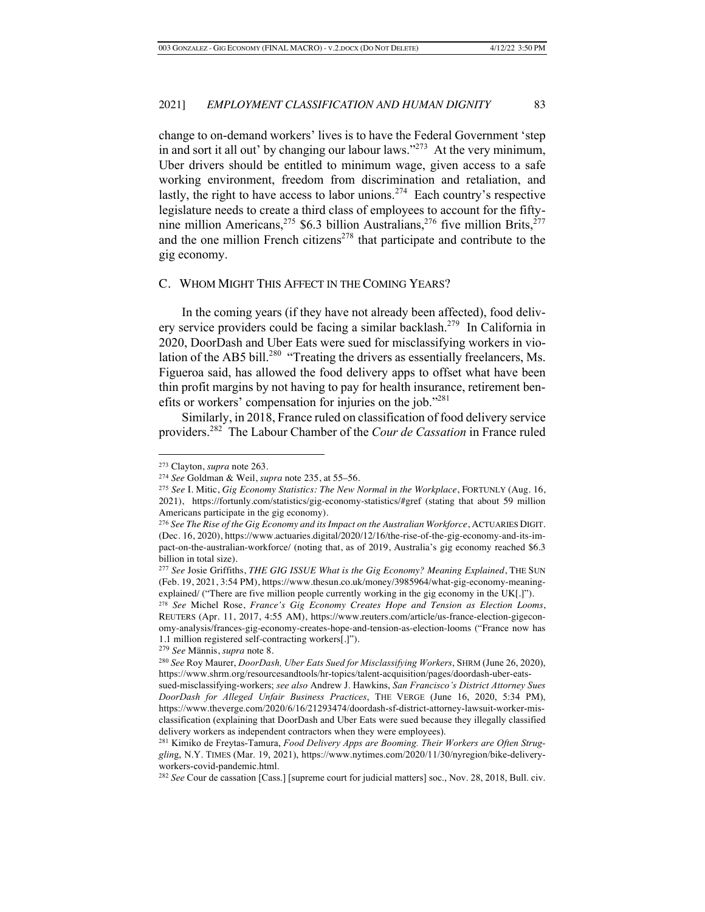change to on-demand workers' lives is to have the Federal Government 'step in and sort it all out' by changing our labour laws."[273] At the very minimum, Uber drivers should be entitled to minimum wage, given access to a safe working environment, freedom from discrimination and retaliation, and lastly, the right to have access to labor unions.[274] Each country's respective legislature needs to create a third class of employees to account for the fifty-nine million Americans,[275] \$6.3 billion Australians,[276] five million Brits,[277] and the one million French citizens[278] that participate and contribute to the gig economy.

## C. WHOM MIGHT THIS AFFECT IN THE COMING YEARS?

In the coming years (if they have not already been affected), food delivery service providers could be facing a similar backlash.[279] In California in 2020, DoorDash and Uber Eats were sued for misclassifying workers in violation of the AB5 bill.[280] "Treating the drivers as essentially freelancers, Ms. Figueroa said, has allowed the food delivery apps to offset what have been thin profit margins by not having to pay for health insurance, retirement benefits or workers' compensation for injuries on the job."[281]

Similarly, in 2018, France ruled on classification of food delivery service providers.[282] The Labour Chamber of the *Cour de Cassation* in France ruled

---

[273] Clayton, *supra* note 263.

[274] *See* Goldman & Weil, *supra* note 235, at 55–56.

[275] *See* I. Mitic, *Gig Economy Statistics: The New Normal in the Workplace*, FORTUNLY (Aug. 16, 2021), https://fortunly.com/statistics/gig-economy-statistics/#gref (stating that about 59 million Americans participate in the gig economy).

[276] *See The Rise of the Gig Economy and its Impact on the Australian Workforce*, ACTUARIES DIGIT. (Dec. 16, 2020), https://www.actuaries.digital/2020/12/16/the-rise-of-the-gig-economy-and-its-impact-on-the-australian-workforce/ (noting that, as of 2019, Australia's gig economy reached \$6.3 billion in total size).

[277] *See* Josie Griffiths, *THE GIG ISSUE What is the Gig Economy? Meaning Explained*, THE SUN (Feb. 19, 2021, 3:54 PM), https://www.thesun.co.uk/money/3985964/what-gig-economy-meaning-explained/ ("There are five million people currently working in the gig economy in the UK[.]").

[278] *See* Michel Rose, *France's Gig Economy Creates Hope and Tension as Election Looms*, REUTERS (Apr. 11, 2017, 4:55 AM), https://www.reuters.com/article/us-france-election-gigeconomy-analysis/frances-gig-economy-creates-hope-and-tension-as-election-looms ("France now has 1.1 million registered self-contracting workers[.]").

[279] *See* Männis, *supra* note 8.

[280] *See* Roy Maurer, *DoorDash, Uber Eats Sued for Misclassifying Workers*, SHRM (June 26, 2020), https://www.shrm.org/resourcesandtools/hr-topics/talent-acquisition/pages/doordash-uber-eats-sued-misclassifying-workers; *see also* Andrew J. Hawkins, *San Francisco's District Attorney Sues DoorDash for Alleged Unfair Business Practices*, THE VERGE (June 16, 2020, 5:34 PM), https://www.theverge.com/2020/6/16/21293474/doordash-sf-district-attorney-lawsuit-worker-misclassification (explaining that DoorDash and Uber Eats were sued because they illegally classified delivery workers as independent contractors when they were employees).

[281] Kimiko de Freytas-Tamura, *Food Delivery Apps are Booming. Their Workers are Often Struggling*, N.Y. TIMES (Mar. 19, 2021), https://www.nytimes.com/2020/11/30/nyregion/bike-delivery-workers-covid-pandemic.html.

[282] *See* Cour de cassation [Cass.] [supreme court for judicial matters] soc., Nov. 28, 2018, Bull. civ.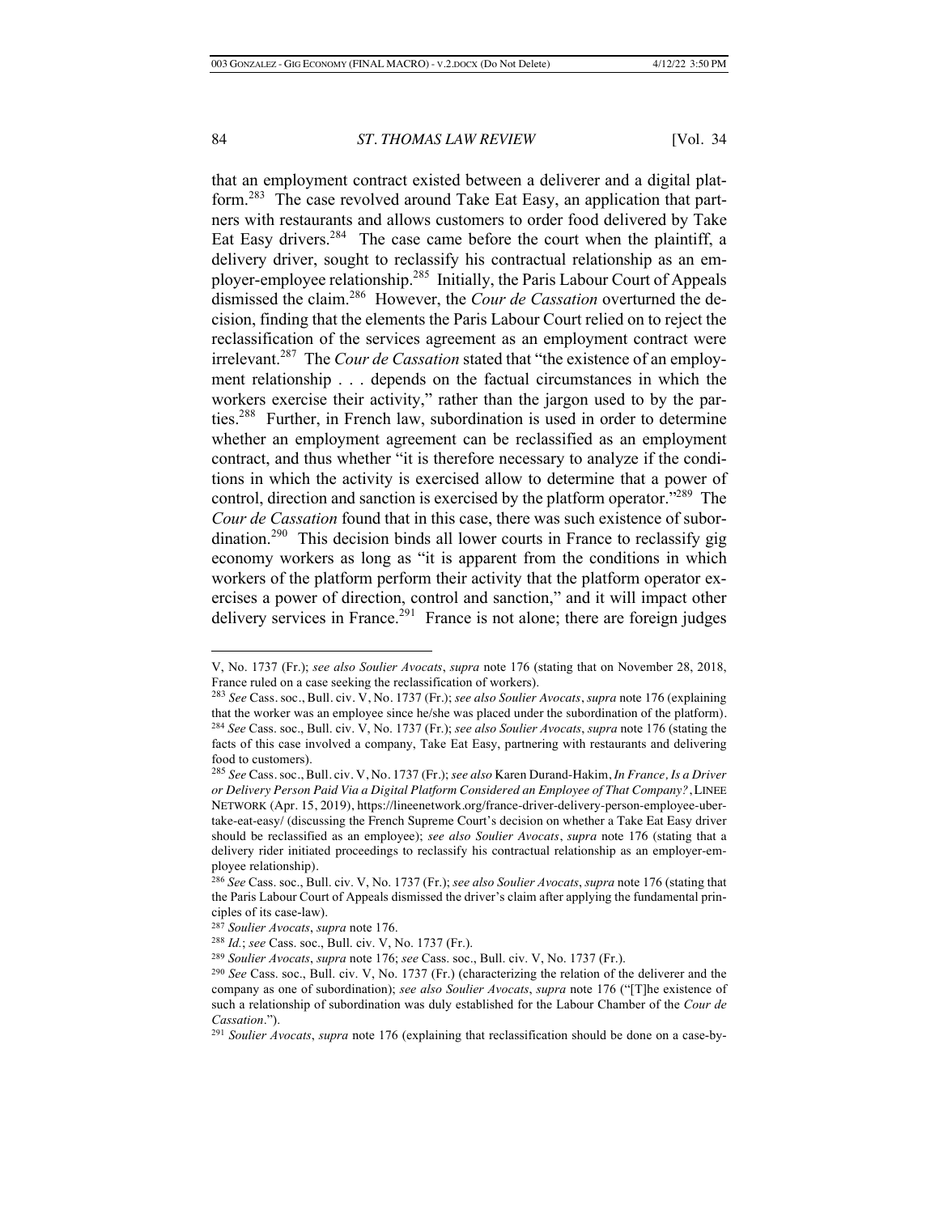that an employment contract existed between a deliverer and a digital platform.[283] The case revolved around Take Eat Easy, an application that partners with restaurants and allows customers to order food delivered by Take Eat Easy drivers.[284] The case came before the court when the plaintiff, a delivery driver, sought to reclassify his contractual relationship as an employer-employee relationship.[285] Initially, the Paris Labour Court of Appeals dismissed the claim.[286] However, the *Cour de Cassation* overturned the decision, finding that the elements the Paris Labour Court relied on to reject the reclassification of the services agreement as an employment contract were irrelevant.[287] The *Cour de Cassation* stated that "the existence of an employment relationship . . . depends on the factual circumstances in which the workers exercise their activity," rather than the jargon used to by the parties.[288] Further, in French law, subordination is used in order to determine whether an employment agreement can be reclassified as an employment contract, and thus whether "it is therefore necessary to analyze if the conditions in which the activity is exercised allow to determine that a power of control, direction and sanction is exercised by the platform operator."[289] The *Cour de Cassation* found that in this case, there was such existence of subordination.[290] This decision binds all lower courts in France to reclassify gig economy workers as long as "it is apparent from the conditions in which workers of the platform perform their activity that the platform operator exercises a power of direction, control and sanction," and it will impact other delivery services in France.[291] France is not alone; there are foreign judges

---

V, No. 1737 (Fr.); *see also Soulier Avocats*, *supra* note 176 (stating that on November 28, 2018, France ruled on a case seeking the reclassification of workers).

[283] *See* Cass. soc., Bull. civ. V, No. 1737 (Fr.); *see also Soulier Avocats*, *supra* note 176 (explaining that the worker was an employee since he/she was placed under the subordination of the platform).

[284] *See* Cass. soc., Bull. civ. V, No. 1737 (Fr.); *see also Soulier Avocats*, *supra* note 176 (stating the facts of this case involved a company, Take Eat Easy, partnering with restaurants and delivering food to customers).

[285] *See* Cass. soc., Bull. civ. V, No. 1737 (Fr.); *see also* Karen Durand-Hakim, *In France, Is a Driver or Delivery Person Paid Via a Digital Platform Considered an Employee of That Company?*, LINEE NETWORK (Apr. 15, 2019), https://lineenetwork.org/france-driver-delivery-person-employee-uber-take-eat-easy/ (discussing the French Supreme Court's decision on whether a Take Eat Easy driver should be reclassified as an employee); *see also Soulier Avocats*, *supra* note 176 (stating that a delivery rider initiated proceedings to reclassify his contractual relationship as an employer-employee relationship).

[286] *See* Cass. soc., Bull. civ. V, No. 1737 (Fr.); *see also Soulier Avocats*, *supra* note 176 (stating that the Paris Labour Court of Appeals dismissed the driver's claim after applying the fundamental principles of its case-law).

[287] *Soulier Avocats*, *supra* note 176.

[288] *Id.*; *see* Cass. soc., Bull. civ. V, No. 1737 (Fr.).

[289] *Soulier Avocats*, *supra* note 176; *see* Cass. soc., Bull. civ. V, No. 1737 (Fr.).

[290] *See* Cass. soc., Bull. civ. V, No. 1737 (Fr.) (characterizing the relation of the deliverer and the company as one of subordination); *see also Soulier Avocats*, *supra* note 176 ("[T]he existence of such a relationship of subordination was duly established for the Labour Chamber of the *Cour de Cassation*.").

[291] *Soulier Avocats*, *supra* note 176 (explaining that reclassification should be done on a case-by-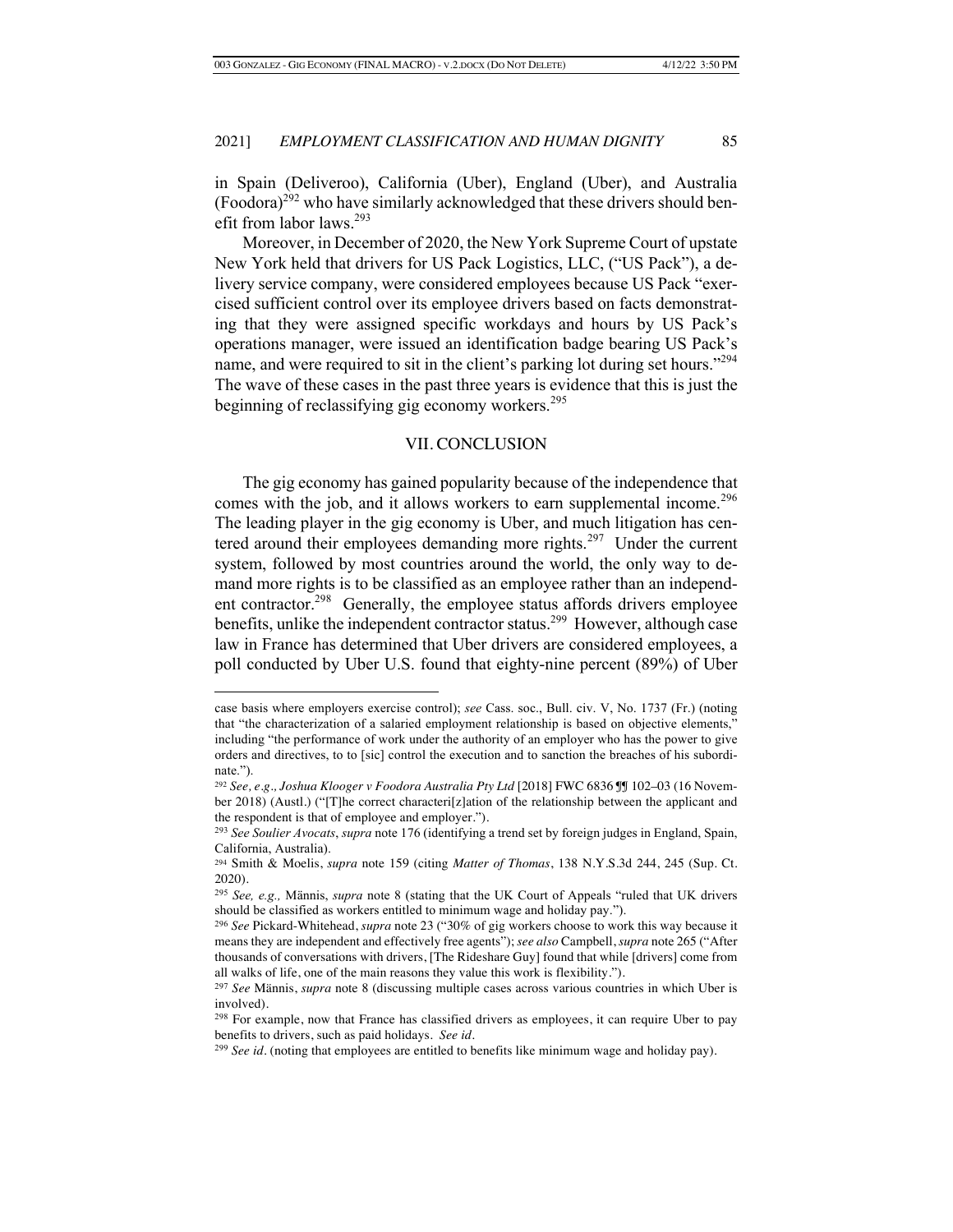in Spain (Deliveroo), California (Uber), England (Uber), and Australia (Foodora)[292] who have similarly acknowledged that these drivers should benefit from labor laws.[293]

Moreover, in December of 2020, the New York Supreme Court of upstate New York held that drivers for US Pack Logistics, LLC, ("US Pack"), a delivery service company, were considered employees because US Pack "exercised sufficient control over its employee drivers based on facts demonstrating that they were assigned specific workdays and hours by US Pack's operations manager, were issued an identification badge bearing US Pack's name, and were required to sit in the client's parking lot during set hours."[294] The wave of these cases in the past three years is evidence that this is just the beginning of reclassifying gig economy workers.[295]

## VII. CONCLUSION

The gig economy has gained popularity because of the independence that comes with the job, and it allows workers to earn supplemental income.[296] The leading player in the gig economy is Uber, and much litigation has centered around their employees demanding more rights.[297] Under the current system, followed by most countries around the world, the only way to demand more rights is to be classified as an employee rather than an independent contractor.[298] Generally, the employee status affords drivers employee benefits, unlike the independent contractor status.[299] However, although case law in France has determined that Uber drivers are considered employees, a poll conducted by Uber U.S. found that eighty-nine percent (89%) of Uber

---

case basis where employers exercise control); *see* Cass. soc., Bull. civ. V, No. 1737 (Fr.) (noting that "the characterization of a salaried employment relationship is based on objective elements," including "the performance of work under the authority of an employer who has the power to give orders and directives, to to [sic] control the execution and to sanction the breaches of his subordinate.").

[292] *See, e.g., Joshua Klooger v Foodora Australia Pty Ltd* [2018] FWC 6836 ¶¶ 102–03 (16 November 2018) (Austl.) ("[T]he correct characteri[z]ation of the relationship between the applicant and the respondent is that of employee and employer.").

[293] *See Soulier Avocats*, *supra* note 176 (identifying a trend set by foreign judges in England, Spain, California, Australia).

[294] Smith & Moelis, *supra* note 159 (citing *Matter of Thomas*, 138 N.Y.S.3d 244, 245 (Sup. Ct. 2020).

[295] *See, e.g.,* Männis, *supra* note 8 (stating that the UK Court of Appeals "ruled that UK drivers should be classified as workers entitled to minimum wage and holiday pay.").

[296] *See* Pickard-Whitehead, *supra* note 23 ("30% of gig workers choose to work this way because it means they are independent and effectively free agents"); *see also* Campbell, *supra* note 265 ("After thousands of conversations with drivers, [The Rideshare Guy] found that while [drivers] come from all walks of life, one of the main reasons they value this work is flexibility.").

[297] *See* Männis, *supra* note 8 (discussing multiple cases across various countries in which Uber is involved).

[298] For example, now that France has classified drivers as employees, it can require Uber to pay benefits to drivers, such as paid holidays. *See id*.

[299] *See id*. (noting that employees are entitled to benefits like minimum wage and holiday pay).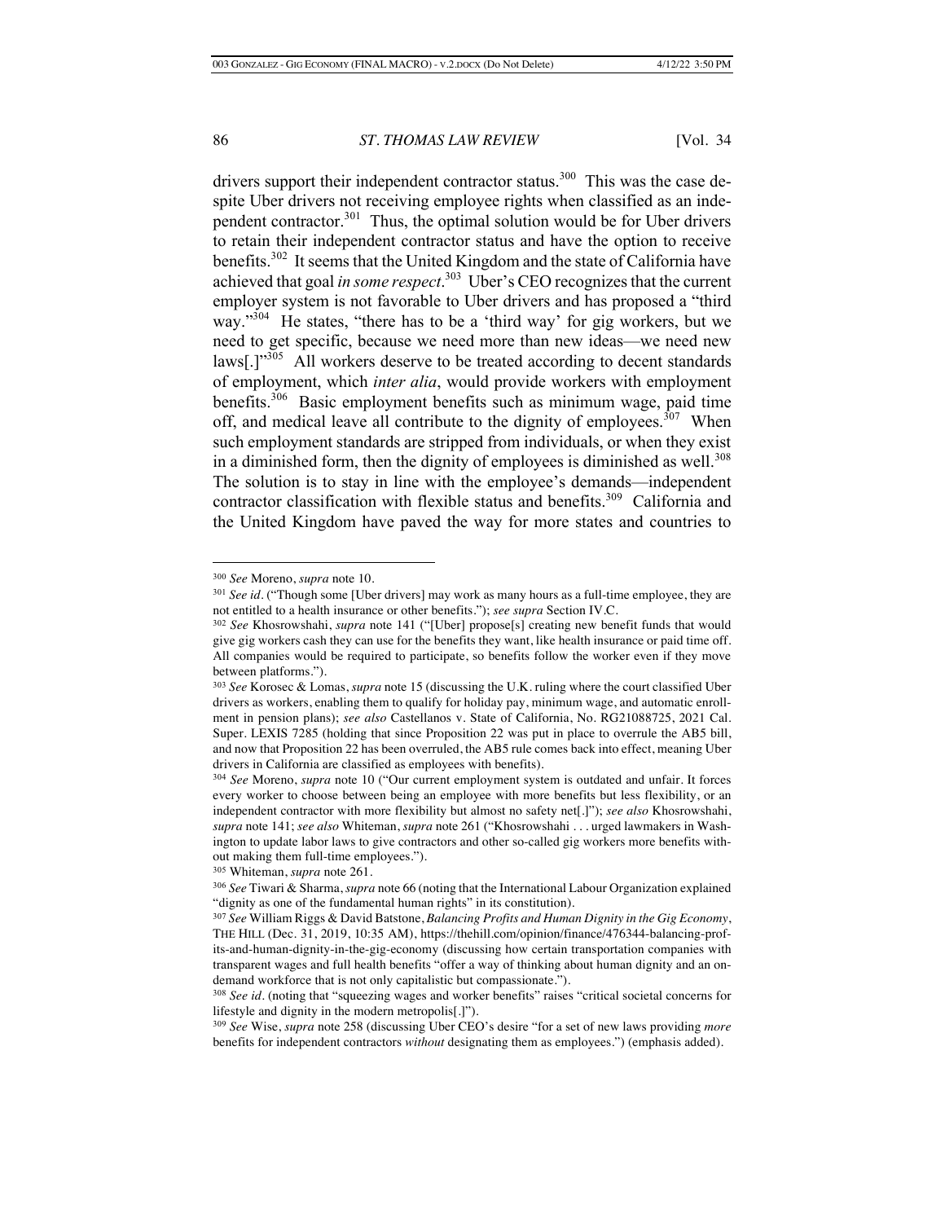drivers support their independent contractor status.[300] This was the case despite Uber drivers not receiving employee rights when classified as an independent contractor.[301] Thus, the optimal solution would be for Uber drivers to retain their independent contractor status and have the option to receive benefits.[302] It seems that the United Kingdom and the state of California have achieved that goal *in some respect*.[303] Uber's CEO recognizes that the current employer system is not favorable to Uber drivers and has proposed a "third way."[304] He states, "there has to be a 'third way' for gig workers, but we need to get specific, because we need more than new ideas—we need new laws[.]"[305] All workers deserve to be treated according to decent standards of employment, which *inter alia*, would provide workers with employment benefits.[306] Basic employment benefits such as minimum wage, paid time off, and medical leave all contribute to the dignity of employees.[307] When such employment standards are stripped from individuals, or when they exist in a diminished form, then the dignity of employees is diminished as well.[308] The solution is to stay in line with the employee's demands—independent contractor classification with flexible status and benefits.[309] California and the United Kingdom have paved the way for more states and countries to

---

[300] *See* Moreno, *supra* note 10.

[301] *See id*. ("Though some [Uber drivers] may work as many hours as a full-time employee, they are not entitled to a health insurance or other benefits."); *see supra* Section IV.C.

[302] *See* Khosrowshahi, *supra* note 141 ("[Uber] propose[s] creating new benefit funds that would give gig workers cash they can use for the benefits they want, like health insurance or paid time off. All companies would be required to participate, so benefits follow the worker even if they move between platforms.").

[303] *See* Korosec & Lomas, *supra* note 15 (discussing the U.K. ruling where the court classified Uber drivers as workers, enabling them to qualify for holiday pay, minimum wage, and automatic enrollment in pension plans); *see also* Castellanos v. State of California, No. RG21088725, 2021 Cal. Super. LEXIS 7285 (holding that since Proposition 22 was put in place to overrule the AB5 bill, and now that Proposition 22 has been overruled, the AB5 rule comes back into effect, meaning Uber drivers in California are classified as employees with benefits).

[304] *See* Moreno, *supra* note 10 ("Our current employment system is outdated and unfair. It forces every worker to choose between being an employee with more benefits but less flexibility, or an independent contractor with more flexibility but almost no safety net[.]"); *see also* Khosrowshahi, *supra* note 141; *see also* Whiteman, *supra* note 261 ("Khosrowshahi . . . urged lawmakers in Washington to update labor laws to give contractors and other so-called gig workers more benefits without making them full-time employees.").

[305] Whiteman, *supra* note 261.

[306] *See* Tiwari & Sharma, *supra* note 66 (noting that the International Labour Organization explained "dignity as one of the fundamental human rights" in its constitution).

[307] *See* William Riggs & David Batstone, *Balancing Profits and Human Dignity in the Gig Economy*, THE HILL (Dec. 31, 2019, 10:35 AM), https://thehill.com/opinion/finance/476344-balancing-profits-and-human-dignity-in-the-gig-economy (discussing how certain transportation companies with transparent wages and full health benefits "offer a way of thinking about human dignity and an on-demand workforce that is not only capitalistic but compassionate.").

[308] *See id*. (noting that "squeezing wages and worker benefits" raises "critical societal concerns for lifestyle and dignity in the modern metropolis[.]").

[309] *See* Wise, *supra* note 258 (discussing Uber CEO's desire "for a set of new laws providing *more* benefits for independent contractors *without* designating them as employees.") (emphasis added).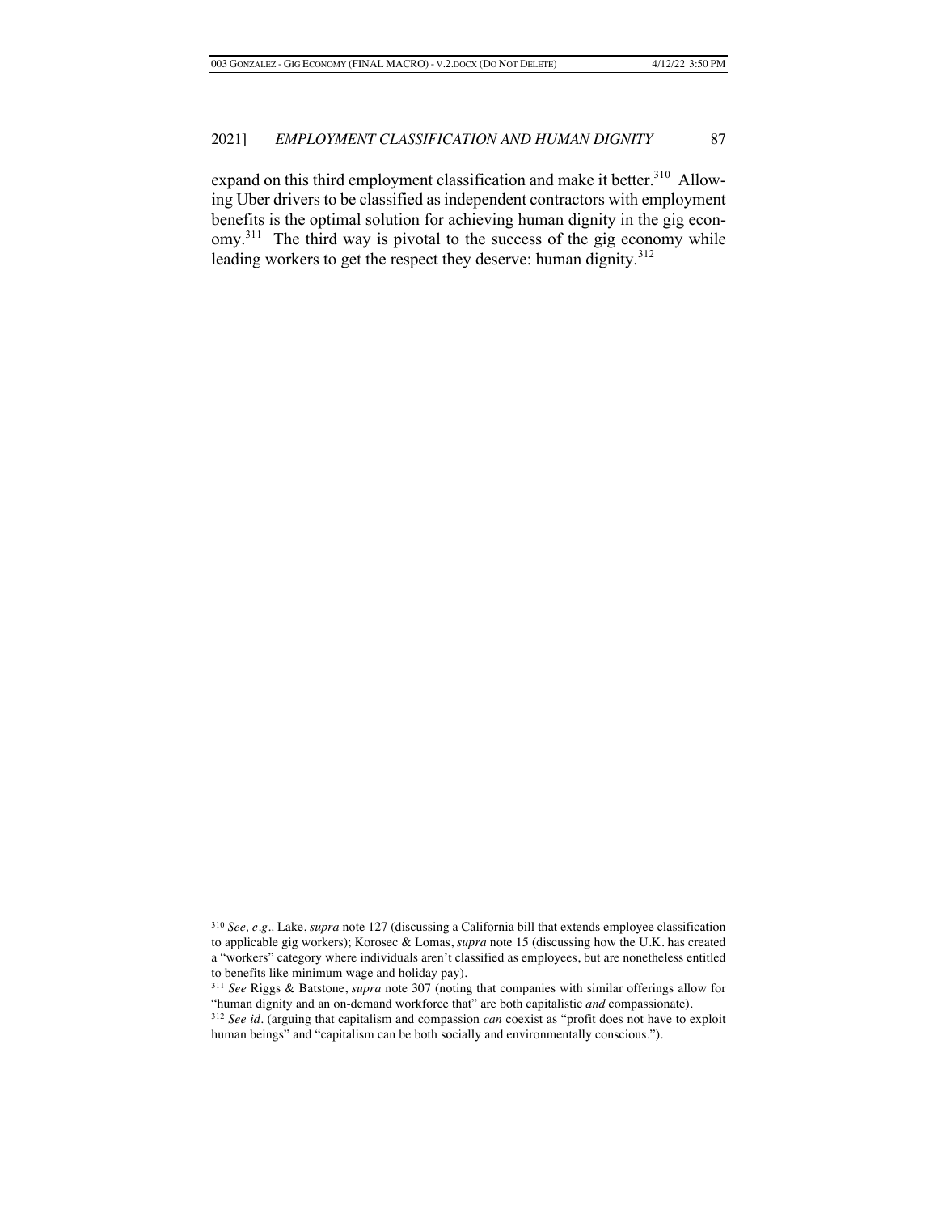expand on this third employment classification and make it better.[310] Allowing Uber drivers to be classified as independent contractors with employment benefits is the optimal solution for achieving human dignity in the gig economy.[311] The third way is pivotal to the success of the gig economy while leading workers to get the respect they deserve: human dignity.[312]

---

[310] *See, e.g.,* Lake, *supra* note 127 (discussing a California bill that extends employee classification to applicable gig workers); Korosec & Lomas, *supra* note 15 (discussing how the U.K. has created a "workers" category where individuals aren't classified as employees, but are nonetheless entitled to benefits like minimum wage and holiday pay).

[311] *See* Riggs & Batstone, *supra* note 307 (noting that companies with similar offerings allow for "human dignity and an on-demand workforce that" are both capitalistic *and* compassionate).

[312] *See id.* (arguing that capitalism and compassion *can* coexist as "profit does not have to exploit human beings" and "capitalism can be both socially and environmentally conscious.").